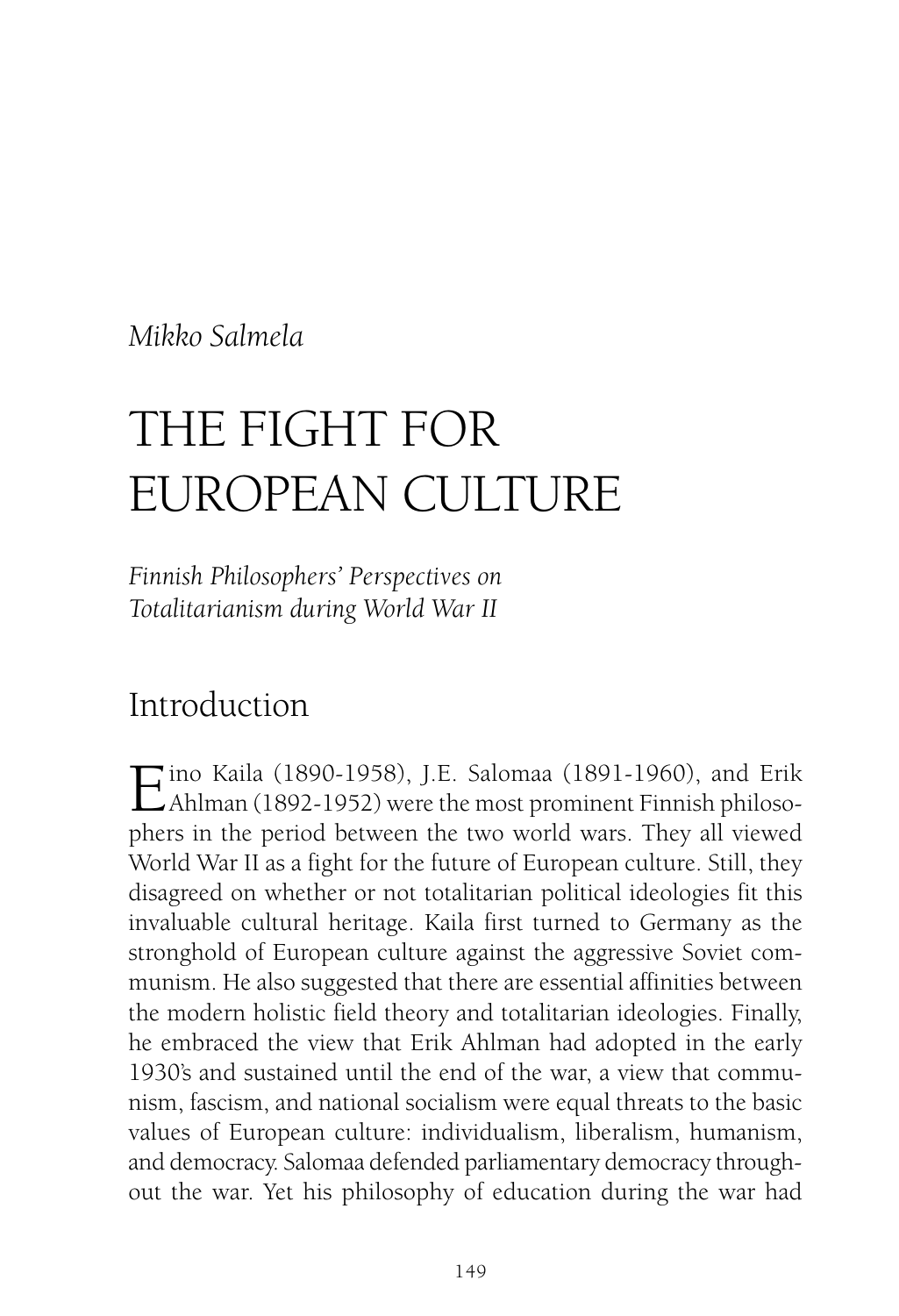*Mikko Salmela*

# THE FIGHT FOR EUROPEAN CULTURE

*Finnish Philosophers' Perspectives on Totalitarianism during World War II*

## Introduction

Eino Kaila (1890-1958), J.E. Salomaa (1891-1960), and Erik Ahlman (1892-1952) were the most prominent Finnish philosophers in the period between the two world wars. They all viewed World War II as a fight for the future of European culture. Still, they disagreed on whether or not totalitarian political ideologies fit this invaluable cultural heritage. Kaila first turned to Germany as the stronghold of European culture against the aggressive Soviet communism. He also suggested that there are essential affinities between the modern holistic field theory and totalitarian ideologies. Finally, he embraced the view that Erik Ahlman had adopted in the early 1930's and sustained until the end of the war, a view that communism, fascism, and national socialism were equal threats to the basic values of European culture: individualism, liberalism, humanism, and democracy. Salomaa defended parliamentary democracy throughout the war. Yet his philosophy of education during the war had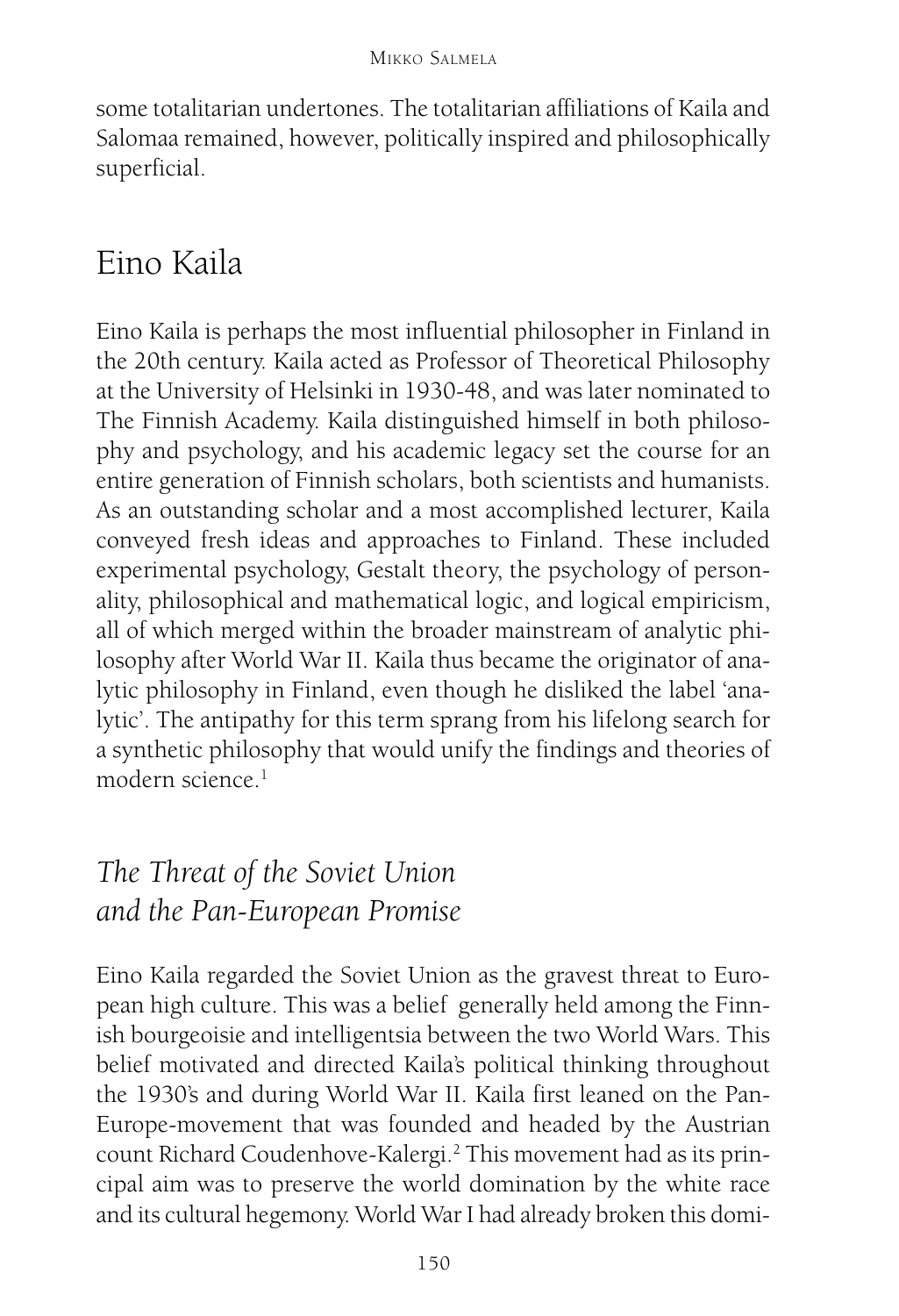some totalitarian undertones. The totalitarian affiliations of Kaila and Salomaa remained, however, politically inspired and philosophically superficial.

## Eino Kaila

Eino Kaila is perhaps the most influential philosopher in Finland in the 20th century. Kaila acted as Professor of Theoretical Philosophy at the University of Helsinki in 1930-48, and was later nominated to The Finnish Academy. Kaila distinguished himself in both philosophy and psychology, and his academic legacy set the course for an entire generation of Finnish scholars, both scientists and humanists. As an outstanding scholar and a most accomplished lecturer, Kaila conveyed fresh ideas and approaches to Finland. These included experimental psychology, Gestalt theory, the psychology of personality, philosophical and mathematical logic, and logical empiricism, all of which merged within the broader mainstream of analytic philosophy after World War II. Kaila thus became the originator of analytic philosophy in Finland, even though he disliked the label 'analytic'. The antipathy for this term sprang from his lifelong search for a synthetic philosophy that would unify the findings and theories of modern science.[1]

### *The Threat of the Soviet Union and the Pan-European Promise*

Eino Kaila regarded the Soviet Union as the gravest threat to European high culture. This was a belief generally held among the Finnish bourgeoisie and intelligentsia between the two World Wars. This belief motivated and directed Kaila's political thinking throughout the 1930's and during World War II. Kaila first leaned on the Pan-Europe-movement that was founded and headed by the Austrian count Richard Coudenhove-Kalergi.[2] This movement had as its principal aim was to preserve the world domination by the white race and its cultural hegemony. World War I had already broken this domi-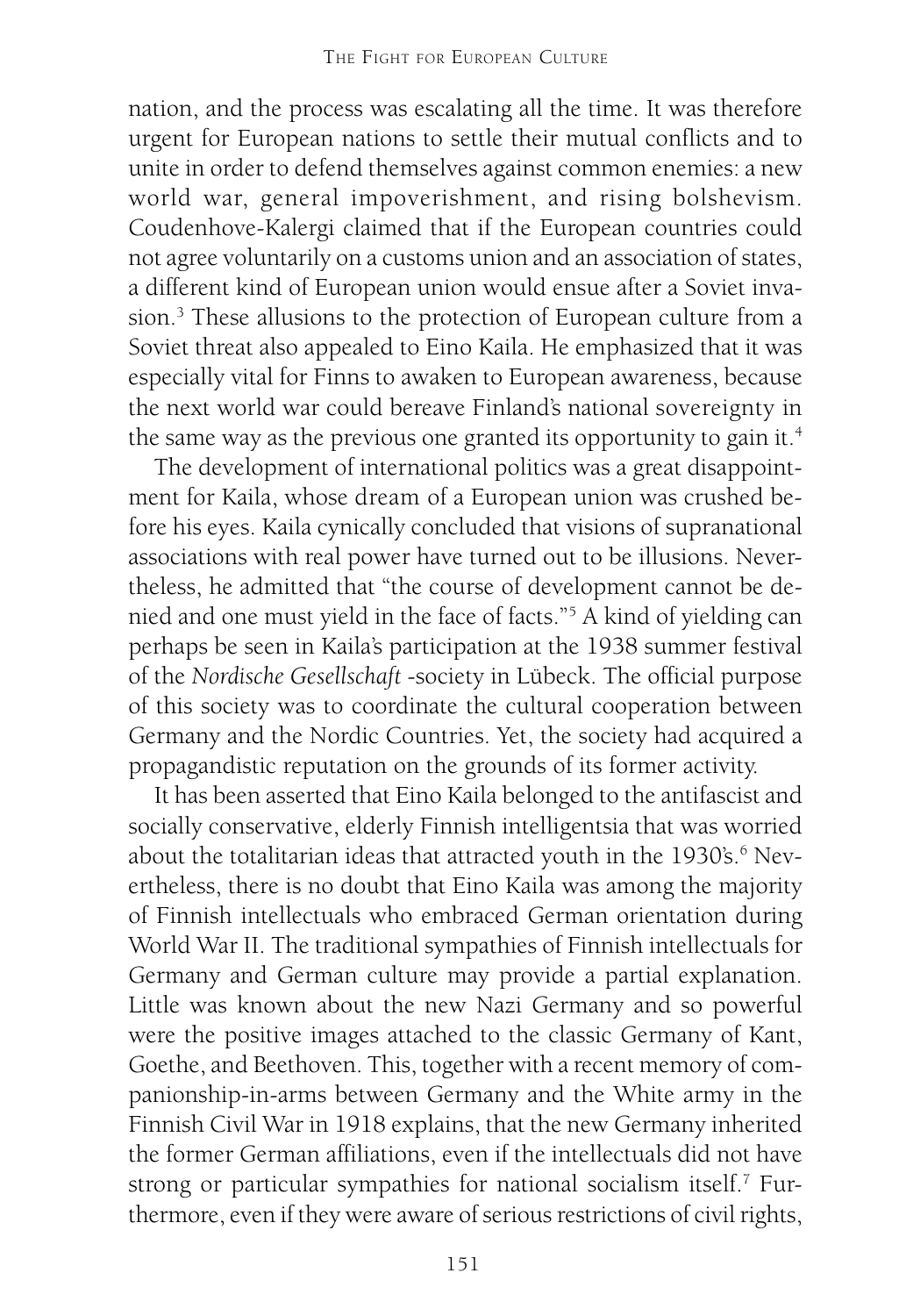nation, and the process was escalating all the time. It was therefore urgent for European nations to settle their mutual conflicts and to unite in order to defend themselves against common enemies: a new world war, general impoverishment, and rising bolshevism. Coudenhove-Kalergi claimed that if the European countries could not agree voluntarily on a customs union and an association of states, a different kind of European union would ensue after a Soviet invasion.[3] These allusions to the protection of European culture from a Soviet threat also appealed to Eino Kaila. He emphasized that it was especially vital for Finns to awaken to European awareness, because the next world war could bereave Finland's national sovereignty in the same way as the previous one granted its opportunity to gain it.[4]

The development of international politics was a great disappointment for Kaila, whose dream of a European union was crushed before his eyes. Kaila cynically concluded that visions of supranational associations with real power have turned out to be illusions. Nevertheless, he admitted that "the course of development cannot be denied and one must yield in the face of facts."[5] A kind of yielding can perhaps be seen in Kaila's participation at the 1938 summer festival of the *Nordische Gesellschaft* -society in Lübeck. The official purpose of this society was to coordinate the cultural cooperation between Germany and the Nordic Countries. Yet, the society had acquired a propagandistic reputation on the grounds of its former activity.

It has been asserted that Eino Kaila belonged to the antifascist and socially conservative, elderly Finnish intelligentsia that was worried about the totalitarian ideas that attracted youth in the 1930's.[6] Nevertheless, there is no doubt that Eino Kaila was among the majority of Finnish intellectuals who embraced German orientation during World War II. The traditional sympathies of Finnish intellectuals for Germany and German culture may provide a partial explanation. Little was known about the new Nazi Germany and so powerful were the positive images attached to the classic Germany of Kant, Goethe, and Beethoven. This, together with a recent memory of companionship-in-arms between Germany and the White army in the Finnish Civil War in 1918 explains, that the new Germany inherited the former German affiliations, even if the intellectuals did not have strong or particular sympathies for national socialism itself.[7] Furthermore, even if they were aware of serious restrictions of civil rights,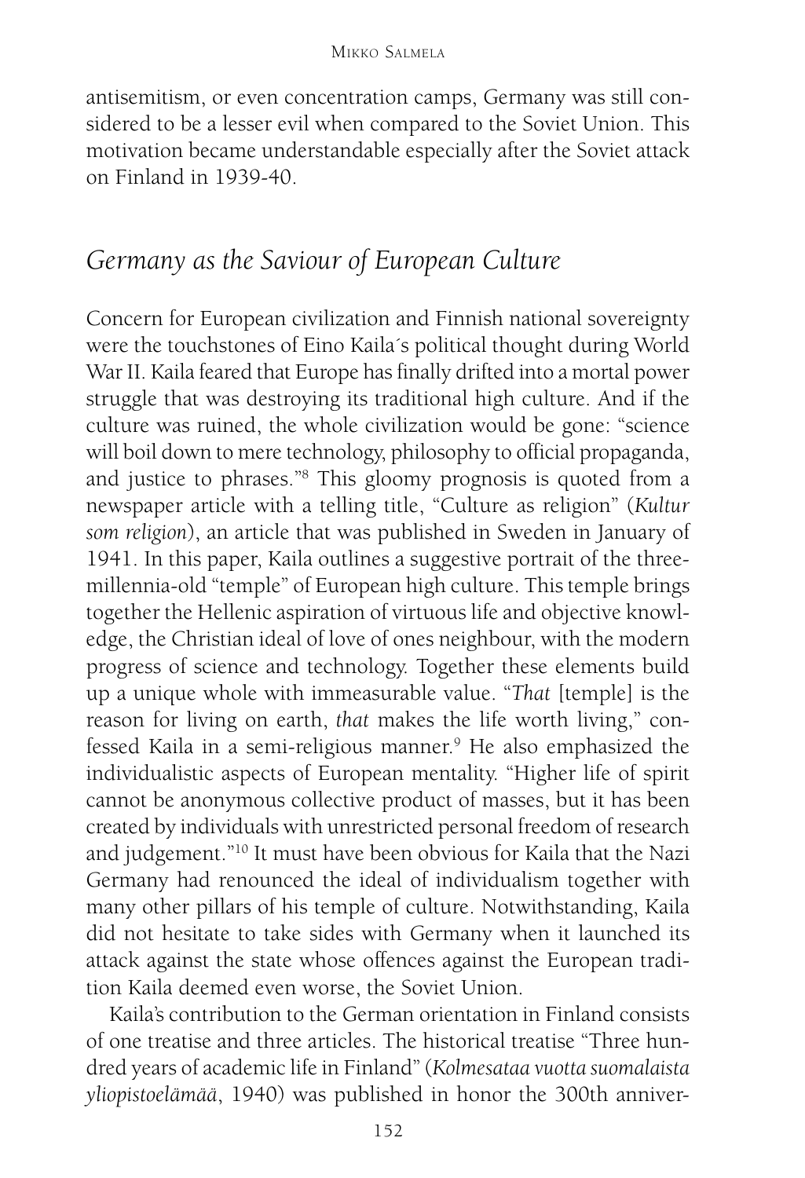antisemitism, or even concentration camps, Germany was still considered to be a lesser evil when compared to the Soviet Union. This motivation became understandable especially after the Soviet attack on Finland in 1939-40.

## *Germany as the Saviour of European Culture*

Concern for European civilization and Finnish national sovereignty were the touchstones of Eino Kaila´s political thought during World War II. Kaila feared that Europe has finally drifted into a mortal power struggle that was destroying its traditional high culture. And if the culture was ruined, the whole civilization would be gone: "science will boil down to mere technology, philosophy to official propaganda, and justice to phrases."[8] This gloomy prognosis is quoted from a newspaper article with a telling title, "Culture as religion" (*Kultur som religion*), an article that was published in Sweden in January of 1941. In this paper, Kaila outlines a suggestive portrait of the three-millennia-old "temple" of European high culture. This temple brings together the Hellenic aspiration of virtuous life and objective knowledge, the Christian ideal of love of ones neighbour, with the modern progress of science and technology. Together these elements build up a unique whole with immeasurable value. "*That* [temple] is the reason for living on earth, *that* makes the life worth living," confessed Kaila in a semi-religious manner.[9] He also emphasized the individualistic aspects of European mentality. "Higher life of spirit cannot be anonymous collective product of masses, but it has been created by individuals with unrestricted personal freedom of research and judgement."[10] It must have been obvious for Kaila that the Nazi Germany had renounced the ideal of individualism together with many other pillars of his temple of culture. Notwithstanding, Kaila did not hesitate to take sides with Germany when it launched its attack against the state whose offences against the European tradition Kaila deemed even worse, the Soviet Union.

Kaila's contribution to the German orientation in Finland consists of one treatise and three articles. The historical treatise "Three hundred years of academic life in Finland" (*Kolmesataa vuotta suomalaista yliopistoelämää*, 1940) was published in honor the 300th anniver-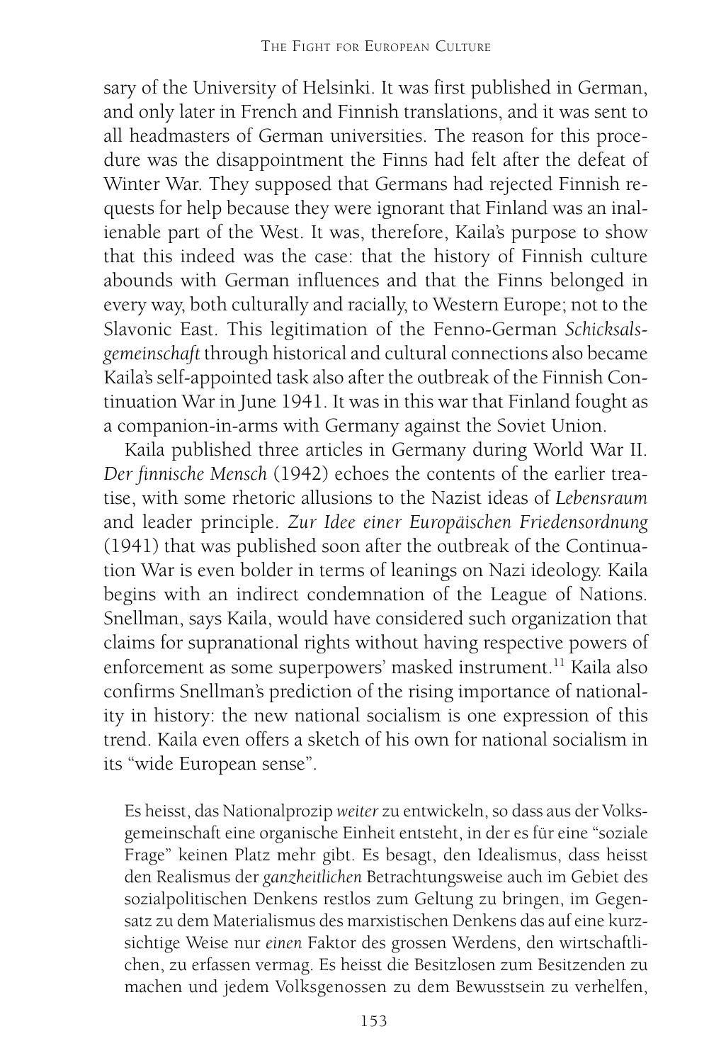sary of the University of Helsinki. It was first published in German, and only later in French and Finnish translations, and it was sent to all headmasters of German universities. The reason for this procedure was the disappointment the Finns had felt after the defeat of Winter War. They supposed that Germans had rejected Finnish requests for help because they were ignorant that Finland was an inalienable part of the West. It was, therefore, Kaila's purpose to show that this indeed was the case: that the history of Finnish culture abounds with German influences and that the Finns belonged in every way, both culturally and racially, to Western Europe; not to the Slavonic East. This legitimation of the Fenno-German *Schicksalsgemeinschaft* through historical and cultural connections also became Kaila's self-appointed task also after the outbreak of the Finnish Continuation War in June 1941. It was in this war that Finland fought as a companion-in-arms with Germany against the Soviet Union.

Kaila published three articles in Germany during World War II. *Der finnische Mensch* (1942) echoes the contents of the earlier treatise, with some rhetoric allusions to the Nazist ideas of *Lebensraum* and leader principle. *Zur Idee einer Europäischen Friedensordnung* (1941) that was published soon after the outbreak of the Continuation War is even bolder in terms of leanings on Nazi ideology. Kaila begins with an indirect condemnation of the League of Nations. Snellman, says Kaila, would have considered such organization that claims for supranational rights without having respective powers of enforcement as some superpowers' masked instrument.[11] Kaila also confirms Snellman's prediction of the rising importance of nationality in history: the new national socialism is one expression of this trend. Kaila even offers a sketch of his own for national socialism in its "wide European sense".

> Es heisst, das Nationalprizip *weiter* zu entwickeln, so dass aus der Volksgemeinschaft eine organische Einheit entsteht, in der es für eine "soziale Frage" keinen Platz mehr gibt. Es besagt, den Idealismus, dass heisst den Realismus der *ganzheitlichen* Betrachtungsweise auch im Gebiet des sozialpolitischen Denkens restlos zum Geltung zu bringen, im Gegensatz zu dem Materialismus des marxistischen Denkens das auf eine kurzsichtige Weise nur *einen* Faktor des grossen Werdens, den wirtschaftlichen, zu erfassen vermag. Es heisst die Besitzlosen zum Besitzenden zu machen und jedem Volksgenossen zu dem Bewusstsein zu verhelfen,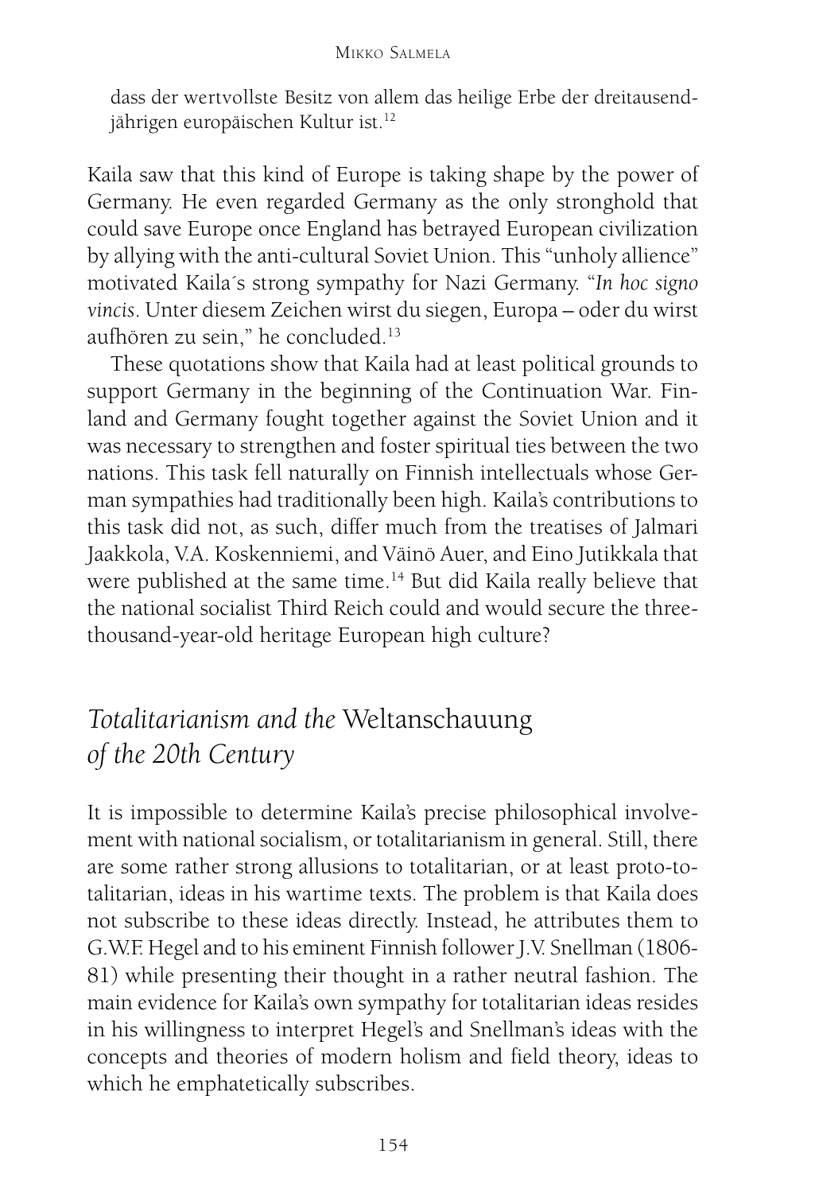> dass der wertvollste Besitz von allem das heilige Erbe der dreitausendjährigen europäischen Kultur ist.[12]

Kaila saw that this kind of Europe is taking shape by the power of Germany. He even regarded Germany as the only stronghold that could save Europe once England has betrayed European civilization by allying with the anti-cultural Soviet Union. This "unholy allience" motivated Kaila´s strong sympathy for Nazi Germany. "*In hoc signo vincis*. Unter diesem Zeichen wirst du siegen, Europa – oder du wirst aufhören zu sein," he concluded.[13]

These quotations show that Kaila had at least political grounds to support Germany in the beginning of the Continuation War. Finland and Germany fought together against the Soviet Union and it was necessary to strengthen and foster spiritual ties between the two nations. This task fell naturally on Finnish intellectuals whose German sympathies had traditionally been high. Kaila's contributions to this task did not, as such, differ much from the treatises of Jalmari Jaakkola, V.A. Koskenniemi, and Väinö Auer, and Eino Jutikkala that were published at the same time.[14] But did Kaila really believe that the national socialist Third Reich could and would secure the three-thousand-year-old heritage European high culture?

## *Totalitarianism and the* Weltanschauung *of the 20th Century*

It is impossible to determine Kaila's precise philosophical involvement with national socialism, or totalitarianism in general. Still, there are some rather strong allusions to totalitarian, or at least proto-totalitarian, ideas in his wartime texts. The problem is that Kaila does not subscribe to these ideas directly. Instead, he attributes them to G.W.F. Hegel and to his eminent Finnish follower J.V. Snellman (1806-81) while presenting their thought in a rather neutral fashion. The main evidence for Kaila's own sympathy for totalitarian ideas resides in his willingness to interpret Hegel's and Snellman's ideas with the concepts and theories of modern holism and field theory, ideas to which he emphatetically subscribes.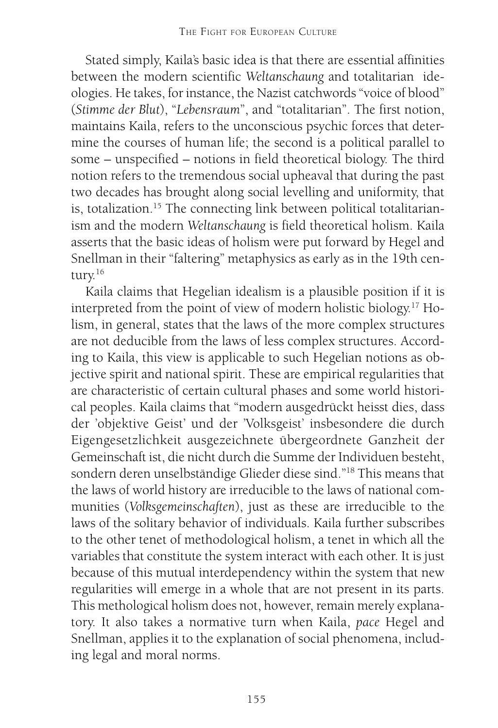Stated simply, Kaila's basic idea is that there are essential affinities between the modern scientific *Weltanschaung* and totalitarian ideologies. He takes, for instance, the Nazist catchwords "voice of blood" (*Stimme der Blut*), "*Lebensraum*", and "totalitarian". The first notion, maintains Kaila, refers to the unconscious psychic forces that determine the courses of human life; the second is a political parallel to some – unspecified – notions in field theoretical biology. The third notion refers to the tremendous social upheaval that during the past two decades has brought along social levelling and uniformity, that is, totalization.[15] The connecting link between political totalitarianism and the modern *Weltanschaung* is field theoretical holism. Kaila asserts that the basic ideas of holism were put forward by Hegel and Snellman in their "faltering" metaphysics as early as in the 19th century.[16]

Kaila claims that Hegelian idealism is a plausible position if it is interpreted from the point of view of modern holistic biology.[17] Holism, in general, states that the laws of the more complex structures are not deducible from the laws of less complex structures. According to Kaila, this view is applicable to such Hegelian notions as objective spirit and national spirit. These are empirical regularities that are characteristic of certain cultural phases and some world historical peoples. Kaila claims that "modern ausgedrückt heisst dies, dass der 'objektive Geist' und der 'Volksgeist' insbesondere die durch Eigengesetzlichkeit ausgezeichnete übergeordnete Ganzheit der Gemeinschaft ist, die nicht durch die Summe der Individuen besteht, sondern deren unselbständige Glieder diese sind."[18] This means that the laws of world history are irreducible to the laws of national communities (*Volksgemeinschaften*), just as these are irreducible to the laws of the solitary behavior of individuals. Kaila further subscribes to the other tenet of methodological holism, a tenet in which all the variables that constitute the system interact with each other. It is just because of this mutual interdependency within the system that new regularities will emerge in a whole that are not present in its parts. This methological holism does not, however, remain merely explanatory. It also takes a normative turn when Kaila, *pace* Hegel and Snellman, applies it to the explanation of social phenomena, including legal and moral norms.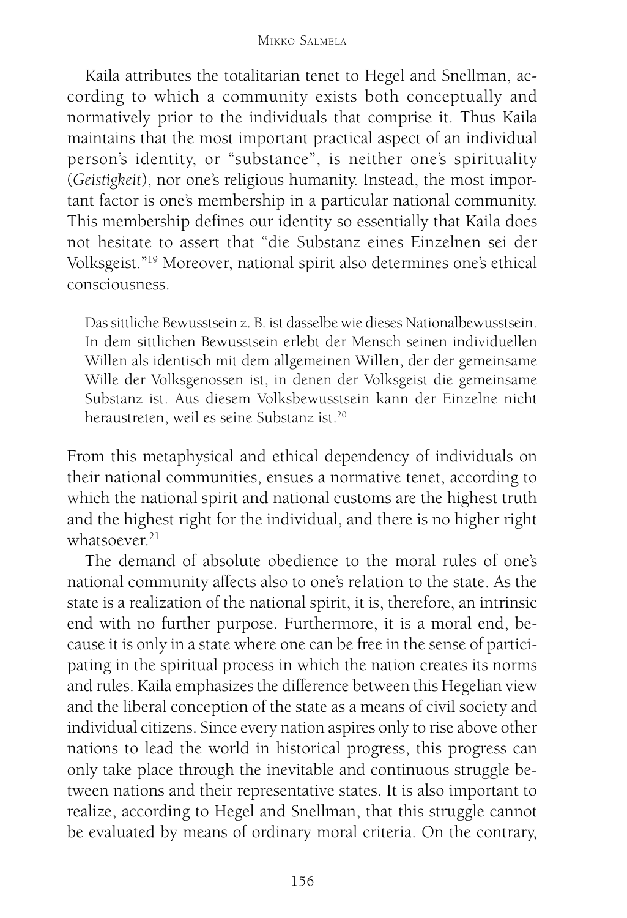Kaila attributes the totalitarian tenet to Hegel and Snellman, according to which a community exists both conceptually and normatively prior to the individuals that comprise it. Thus Kaila maintains that the most important practical aspect of an individual person's identity, or "substance", is neither one's spirituality (*Geistigkeit*), nor one's religious humanity. Instead, the most important factor is one's membership in a particular national community. This membership defines our identity so essentially that Kaila does not hesitate to assert that "die Substanz eines Einzelnen sei der Volksgeist."[19] Moreover, national spirit also determines one's ethical consciousness.

> Das sittliche Bewusstsein z. B. ist dasselbe wie dieses Nationalbewusstsein. In dem sittlichen Bewusstsein erlebt der Mensch seinen individuellen Willen als identisch mit dem allgemeinen Willen, der der gemeinsame Wille der Volksgenossen ist, in denen der Volksgeist die gemeinsame Substanz ist. Aus diesem Volksbewusstsein kann der Einzelne nicht heraustreten, weil es seine Substanz ist.[20]

From this metaphysical and ethical dependency of individuals on their national communities, ensues a normative tenet, according to which the national spirit and national customs are the highest truth and the highest right for the individual, and there is no higher right whatsoever.[21]

The demand of absolute obedience to the moral rules of one's national community affects also to one's relation to the state. As the state is a realization of the national spirit, it is, therefore, an intrinsic end with no further purpose. Furthermore, it is a moral end, because it is only in a state where one can be free in the sense of participating in the spiritual process in which the nation creates its norms and rules. Kaila emphasizes the difference between this Hegelian view and the liberal conception of the state as a means of civil society and individual citizens. Since every nation aspires only to rise above other nations to lead the world in historical progress, this progress can only take place through the inevitable and continuous struggle between nations and their representative states. It is also important to realize, according to Hegel and Snellman, that this struggle cannot be evaluated by means of ordinary moral criteria. On the contrary,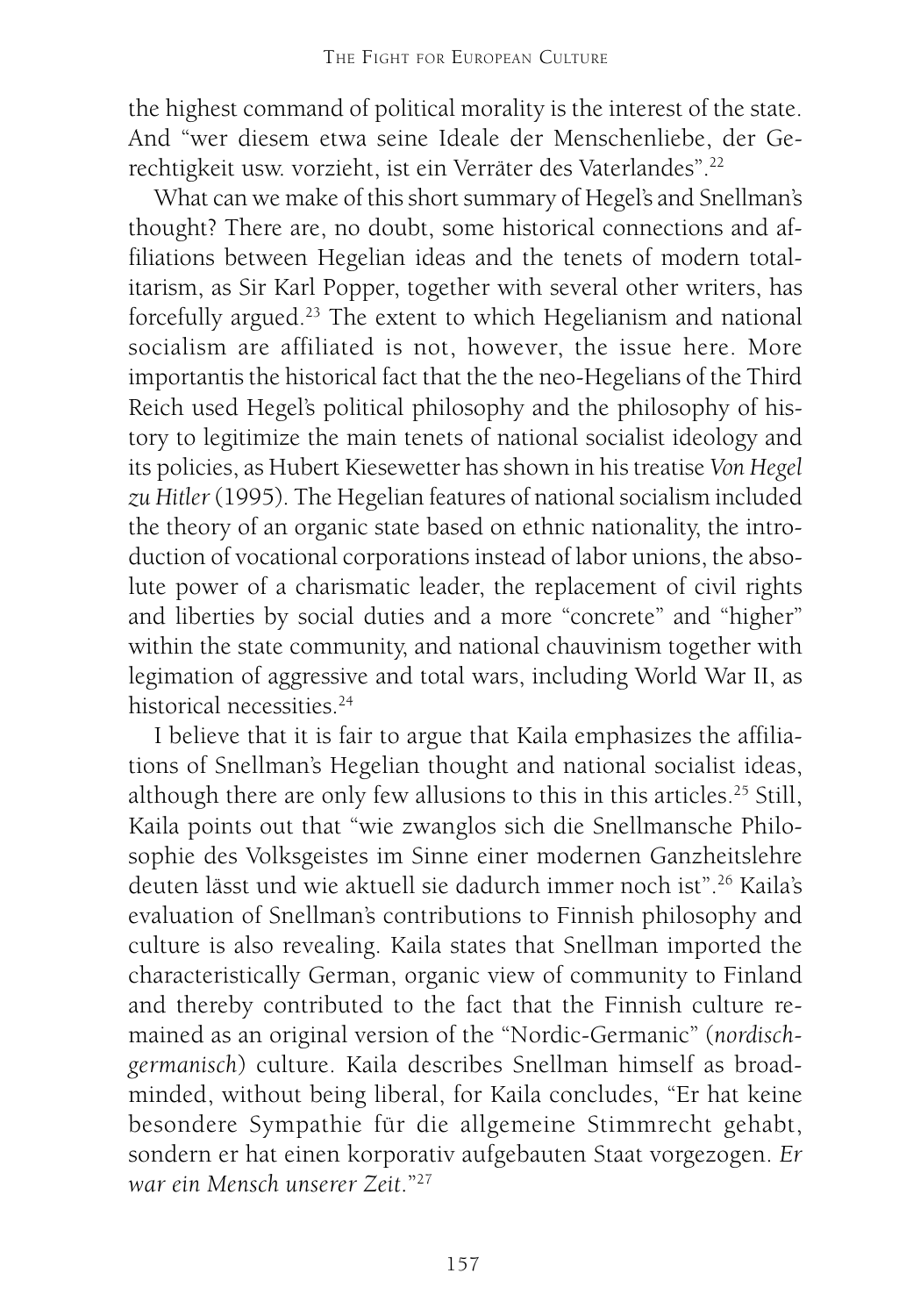the highest command of political morality is the interest of the state. And "wer diesem etwa seine Ideale der Menschenliebe, der Gerechtigkeit usw. vorzieht, ist ein Verräter des Vaterlandes".[22]

What can we make of this short summary of Hegel's and Snellman's thought? There are, no doubt, some historical connections and affiliations between Hegelian ideas and the tenets of modern totalitarism, as Sir Karl Popper, together with several other writers, has forcefully argued.[23] The extent to which Hegelianism and national socialism are affiliated is not, however, the issue here. More importantis the historical fact that the the neo-Hegelians of the Third Reich used Hegel's political philosophy and the philosophy of history to legitimize the main tenets of national socialist ideology and its policies, as Hubert Kiesewetter has shown in his treatise *Von Hegel zu Hitler* (1995). The Hegelian features of national socialism included the theory of an organic state based on ethnic nationality, the introduction of vocational corporations instead of labor unions, the absolute power of a charismatic leader, the replacement of civil rights and liberties by social duties and a more "concrete" and "higher" within the state community, and national chauvinism together with legimation of aggressive and total wars, including World War II, as historical necessities.[24]

I believe that it is fair to argue that Kaila emphasizes the affiliations of Snellman's Hegelian thought and national socialist ideas, although there are only few allusions to this in this articles.[25] Still, Kaila points out that "wie zwanglos sich die Snellmansche Philosophie des Volksgeistes im Sinne einer modernen Ganzheitslehre deuten lässt und wie aktuell sie dadurch immer noch ist".[26] Kaila's evaluation of Snellman's contributions to Finnish philosophy and culture is also revealing. Kaila states that Snellman imported the characteristically German, organic view of community to Finland and thereby contributed to the fact that the Finnish culture remained as an original version of the "Nordic-Germanic" (*nordisch-germanisch*) culture. Kaila describes Snellman himself as broad-minded, without being liberal, for Kaila concludes, "Er hat keine besondere Sympathie für die allgemeine Stimmrecht gehabt, sondern er hat einen korporativ aufgebauten Staat vorgezogen. *Er war ein Mensch unserer Zeit*."[27]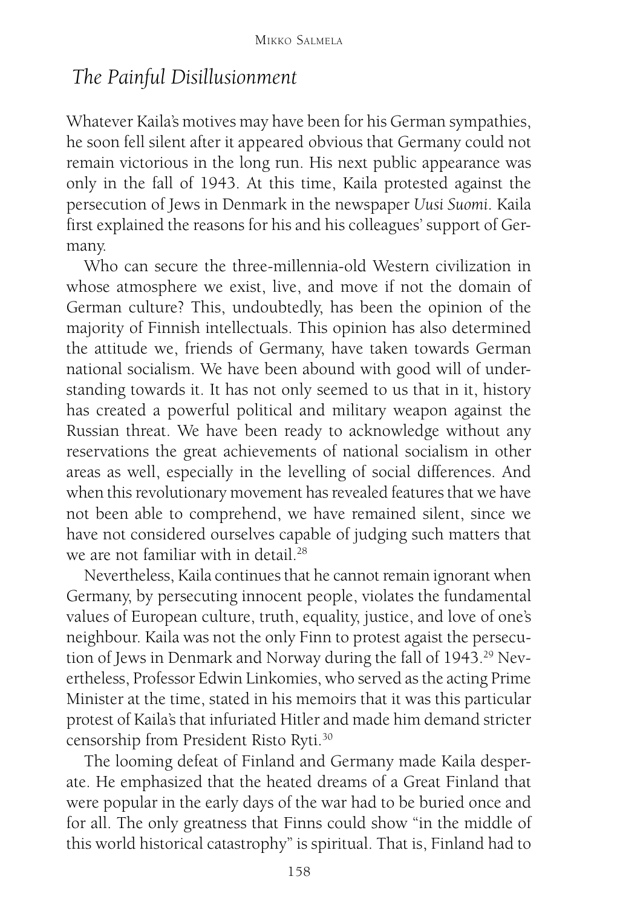## *The Painful Disillusionment*

Whatever Kaila's motives may have been for his German sympathies, he soon fell silent after it appeared obvious that Germany could not remain victorious in the long run. His next public appearance was only in the fall of 1943. At this time, Kaila protested against the persecution of Jews in Denmark in the newspaper *Uusi Suomi*. Kaila first explained the reasons for his and his colleagues' support of Germany.

Who can secure the three-millennia-old Western civilization in whose atmosphere we exist, live, and move if not the domain of German culture? This, undoubtedly, has been the opinion of the majority of Finnish intellectuals. This opinion has also determined the attitude we, friends of Germany, have taken towards German national socialism. We have been abound with good will of understanding towards it. It has not only seemed to us that in it, history has created a powerful political and military weapon against the Russian threat. We have been ready to acknowledge without any reservations the great achievements of national socialism in other areas as well, especially in the levelling of social differences. And when this revolutionary movement has revealed features that we have not been able to comprehend, we have remained silent, since we have not considered ourselves capable of judging such matters that we are not familiar with in detail.[28]

Nevertheless, Kaila continues that he cannot remain ignorant when Germany, by persecuting innocent people, violates the fundamental values of European culture, truth, equality, justice, and love of one's neighbour. Kaila was not the only Finn to protest agaist the persecution of Jews in Denmark and Norway during the fall of 1943.[29] Nevertheless, Professor Edwin Linkomies, who served as the acting Prime Minister at the time, stated in his memoirs that it was this particular protest of Kaila's that infuriated Hitler and made him demand stricter censorship from President Risto Ryti.[30]

The looming defeat of Finland and Germany made Kaila desperate. He emphasized that the heated dreams of a Great Finland that were popular in the early days of the war had to be buried once and for all. The only greatness that Finns could show "in the middle of this world historical catastrophy" is spiritual. That is, Finland had to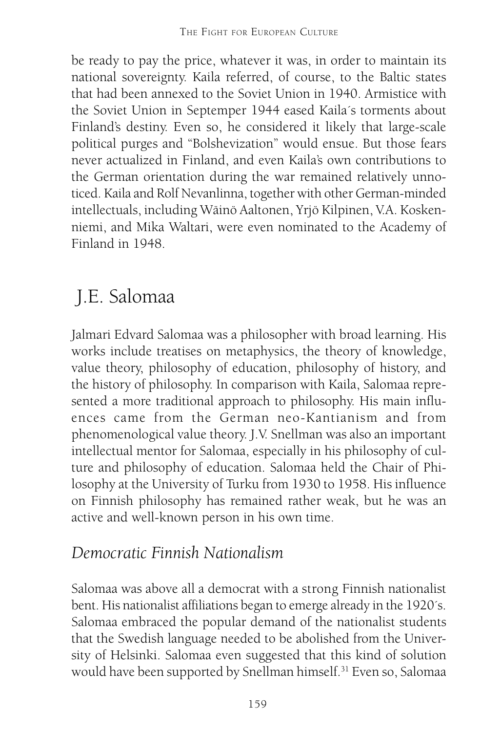be ready to pay the price, whatever it was, in order to maintain its national sovereignty. Kaila referred, of course, to the Baltic states that had been annexed to the Soviet Union in 1940. Armistice with the Soviet Union in Septemper 1944 eased Kaila´s torments about Finland's destiny. Even so, he considered it likely that large-scale political purges and "Bolshevization" would ensue. But those fears never actualized in Finland, and even Kaila's own contributions to the German orientation during the war remained relatively unnoticed. Kaila and Rolf Nevanlinna, together with other German-minded intellectuals, including Wäinö Aaltonen, Yrjö Kilpinen, V.A. Koskenniemi, and Mika Waltari, were even nominated to the Academy of Finland in 1948.

## J.E. Salomaa

Jalmari Edvard Salomaa was a philosopher with broad learning. His works include treatises on metaphysics, the theory of knowledge, value theory, philosophy of education, philosophy of history, and the history of philosophy. In comparison with Kaila, Salomaa represented a more traditional approach to philosophy. His main influences came from the German neo-Kantianism and from phenomenological value theory. J.V. Snellman was also an important intellectual mentor for Salomaa, especially in his philosophy of culture and philosophy of education. Salomaa held the Chair of Philosophy at the University of Turku from 1930 to 1958. His influence on Finnish philosophy has remained rather weak, but he was an active and well-known person in his own time.

### *Democratic Finnish Nationalism*

Salomaa was above all a democrat with a strong Finnish nationalist bent. His nationalist affiliations began to emerge already in the 1920´s. Salomaa embraced the popular demand of the nationalist students that the Swedish language needed to be abolished from the University of Helsinki. Salomaa even suggested that this kind of solution would have been supported by Snellman himself.[31] Even so, Salomaa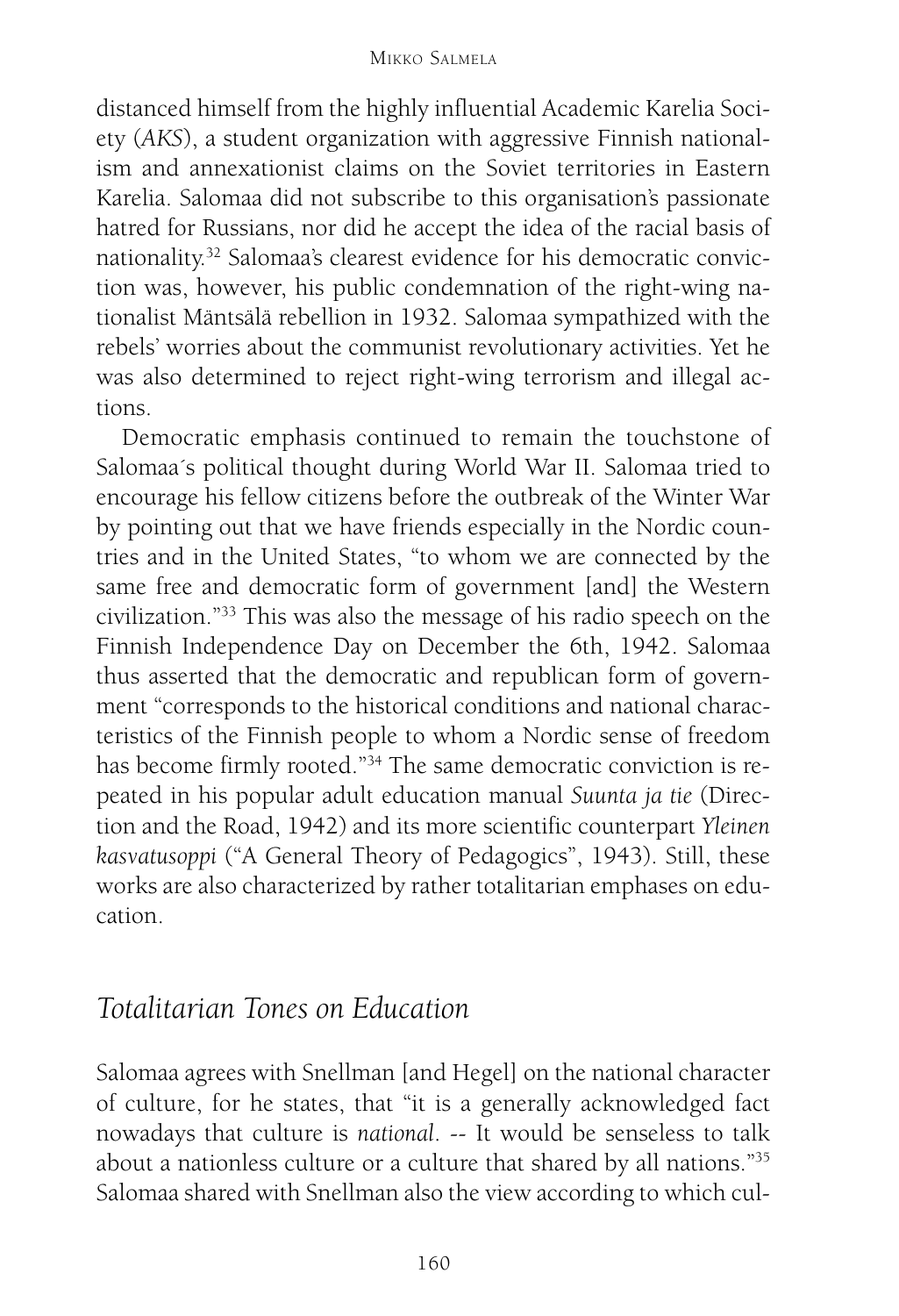distanced himself from the highly influential Academic Karelia Society (*AKS*), a student organization with aggressive Finnish nationalism and annexationist claims on the Soviet territories in Eastern Karelia. Salomaa did not subscribe to this organisation's passionate hatred for Russians, nor did he accept the idea of the racial basis of nationality.[32] Salomaa's clearest evidence for his democratic conviction was, however, his public condemnation of the right-wing nationalist Mäntsälä rebellion in 1932. Salomaa sympathized with the rebels' worries about the communist revolutionary activities. Yet he was also determined to reject right-wing terrorism and illegal actions.

Democratic emphasis continued to remain the touchstone of Salomaa´s political thought during World War II. Salomaa tried to encourage his fellow citizens before the outbreak of the Winter War by pointing out that we have friends especially in the Nordic countries and in the United States, "to whom we are connected by the same free and democratic form of government [and] the Western civilization."[33] This was also the message of his radio speech on the Finnish Independence Day on December the 6th, 1942. Salomaa thus asserted that the democratic and republican form of government "corresponds to the historical conditions and national characteristics of the Finnish people to whom a Nordic sense of freedom has become firmly rooted."[34] The same democratic conviction is repeated in his popular adult education manual *Suunta ja tie* (Direction and the Road, 1942) and its more scientific counterpart *Yleinen kasvatusoppi* ("A General Theory of Pedagogics", 1943). Still, these works are also characterized by rather totalitarian emphases on education.

## Totalitarian Tones on Education

Salomaa agrees with Snellman [and Hegel] on the national character of culture, for he states, that "it is a generally acknowledged fact nowadays that culture is *national*. -- It would be senseless to talk about a nationless culture or a culture that shared by all nations."[35] Salomaa shared with Snellman also the view according to which cul-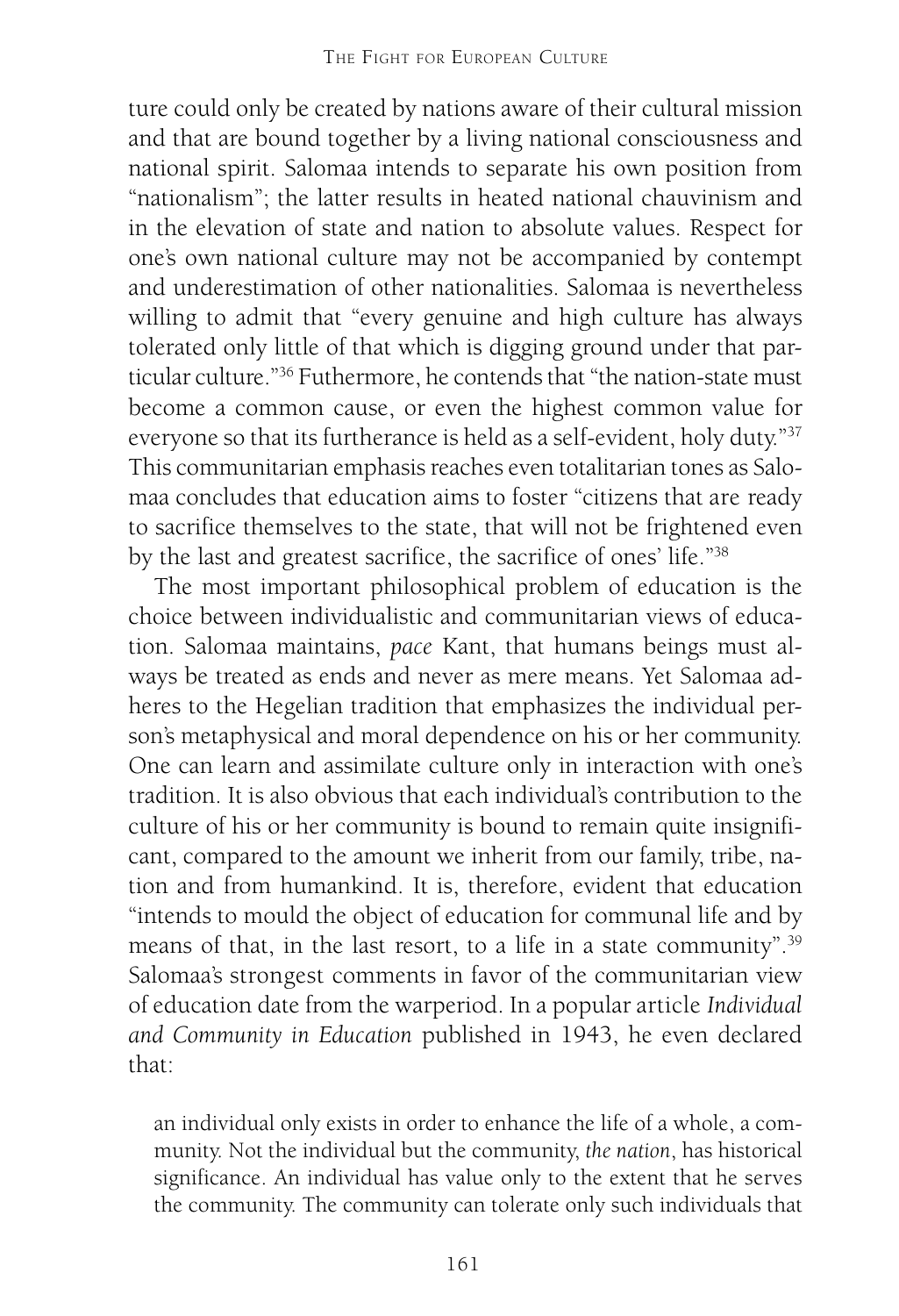ture could only be created by nations aware of their cultural mission and that are bound together by a living national consciousness and national spirit. Salomaa intends to separate his own position from "nationalism"; the latter results in heated national chauvinism and in the elevation of state and nation to absolute values. Respect for one's own national culture may not be accompanied by contempt and underestimation of other nationalities. Salomaa is nevertheless willing to admit that "every genuine and high culture has always tolerated only little of that which is digging ground under that particular culture."[36] Futhermore, he contends that "the nation-state must become a common cause, or even the highest common value for everyone so that its furtherance is held as a self-evident, holy duty."[37] This communitarian emphasis reaches even totalitarian tones as Salomaa concludes that education aims to foster "citizens that are ready to sacrifice themselves to the state, that will not be frightened even by the last and greatest sacrifice, the sacrifice of ones' life."[38]

The most important philosophical problem of education is the choice between individualistic and communitarian views of education. Salomaa maintains, *pace* Kant, that humans beings must always be treated as ends and never as mere means. Yet Salomaa adheres to the Hegelian tradition that emphasizes the individual person's metaphysical and moral dependence on his or her community. One can learn and assimilate culture only in interaction with one's tradition. It is also obvious that each individual's contribution to the culture of his or her community is bound to remain quite insignificant, compared to the amount we inherit from our family, tribe, nation and from humankind. It is, therefore, evident that education "intends to mould the object of education for communal life and by means of that, in the last resort, to a life in a state community".[39] Salomaa's strongest comments in favor of the communitarian view of education date from the warperiod. In a popular article *Individual and Community in Education* published in 1943, he even declared that:

> an individual only exists in order to enhance the life of a whole, a community. Not the individual but the community, *the nation*, has historical significance. An individual has value only to the extent that he serves the community. The community can tolerate only such individuals that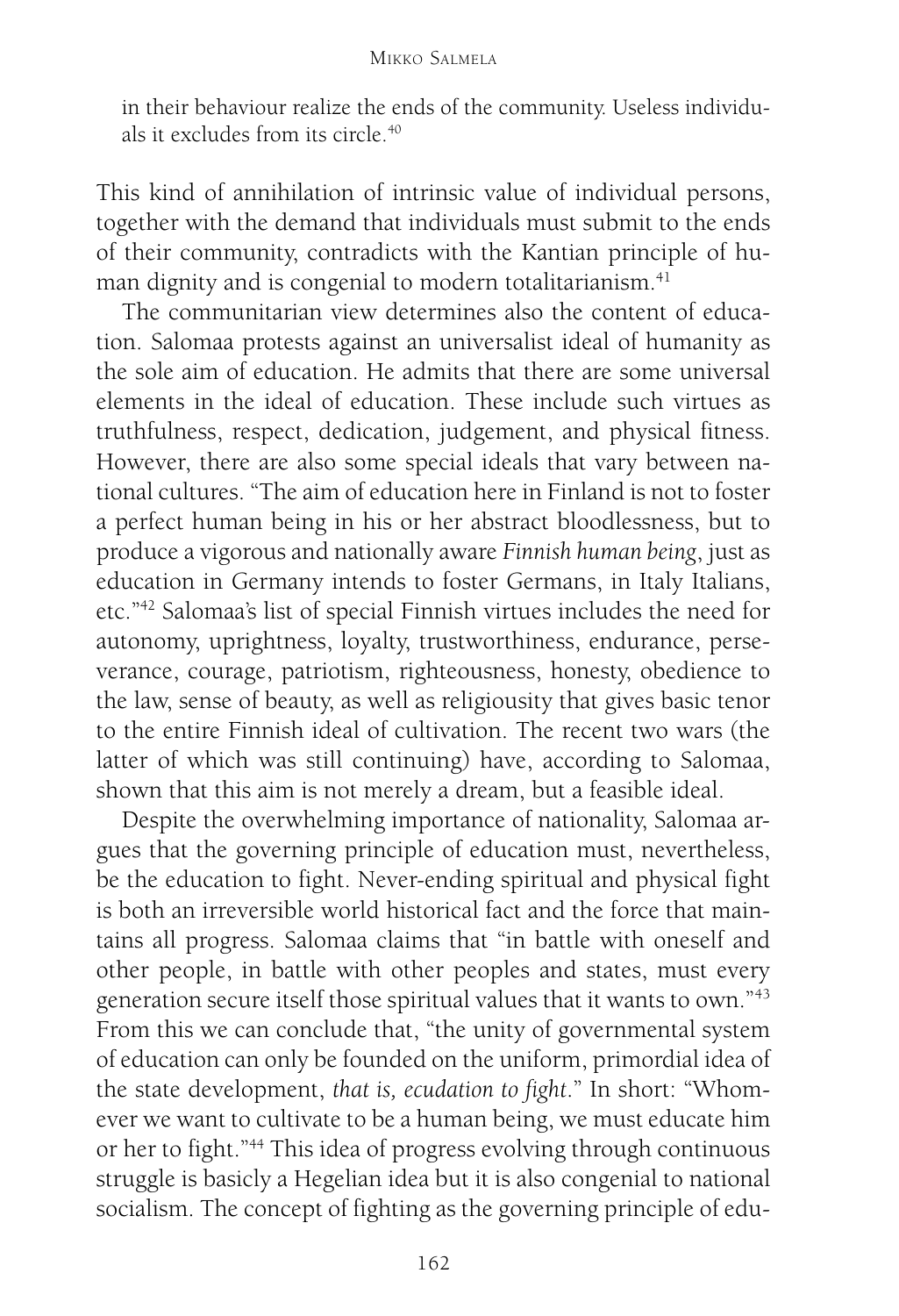in their behaviour realize the ends of the community. Useless individuals it excludes from its circle.[40]

This kind of annihilation of intrinsic value of individual persons, together with the demand that individuals must submit to the ends of their community, contradicts with the Kantian principle of human dignity and is congenial to modern totalitarianism.[41]

The communitarian view determines also the content of education. Salomaa protests against an universalist ideal of humanity as the sole aim of education. He admits that there are some universal elements in the ideal of education. These include such virtues as truthfulness, respect, dedication, judgement, and physical fitness. However, there are also some special ideals that vary between national cultures. "The aim of education here in Finland is not to foster a perfect human being in his or her abstract bloodlessness, but to produce a vigorous and nationally aware *Finnish human being*, just as education in Germany intends to foster Germans, in Italy Italians, etc."[42] Salomaa's list of special Finnish virtues includes the need for autonomy, uprightness, loyalty, trustworthiness, endurance, perseverance, courage, patriotism, righteousness, honesty, obedience to the law, sense of beauty, as well as religiousity that gives basic tenor to the entire Finnish ideal of cultivation. The recent two wars (the latter of which was still continuing) have, according to Salomaa, shown that this aim is not merely a dream, but a feasible ideal.

Despite the overwhelming importance of nationality, Salomaa argues that the governing principle of education must, nevertheless, be the education to fight. Never-ending spiritual and physical fight is both an irreversible world historical fact and the force that maintains all progress. Salomaa claims that "in battle with oneself and other people, in battle with other peoples and states, must every generation secure itself those spiritual values that it wants to own."[43] From this we can conclude that, "the unity of governmental system of education can only be founded on the uniform, primordial idea of the state development, *that is, ecudation to fight*." In short: "Whomever we want to cultivate to be a human being, we must educate him or her to fight."[44] This idea of progress evolving through continuous struggle is basicly a Hegelian idea but it is also congenial to national socialism. The concept of fighting as the governing principle of edu-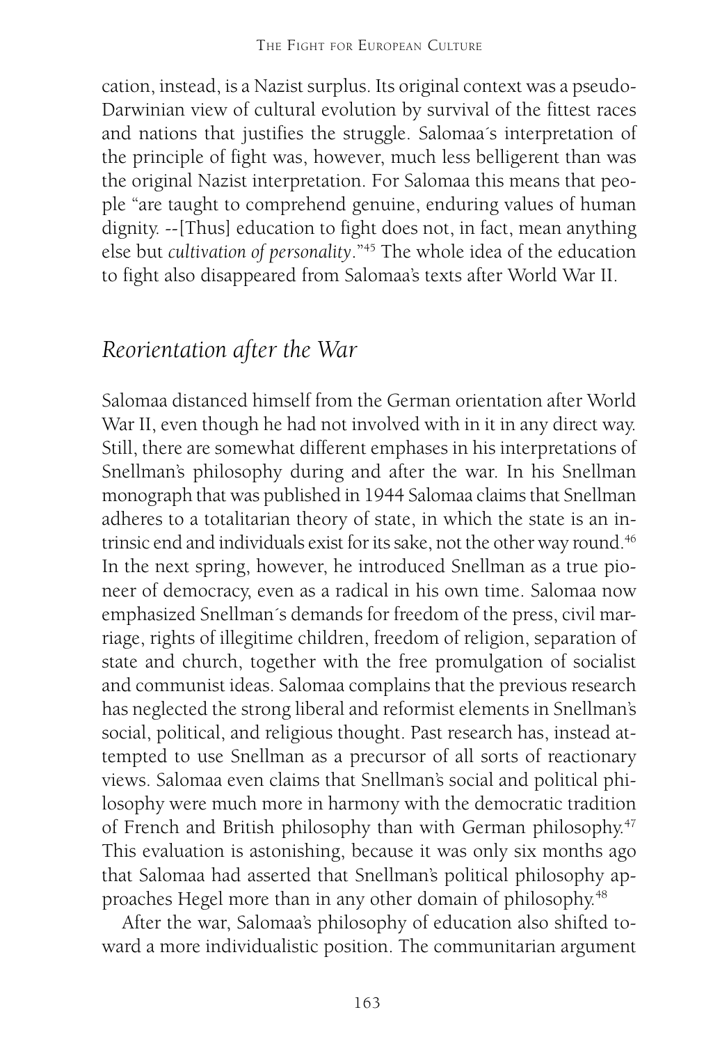cation, instead, is a Nazist surplus. Its original context was a pseudo-Darwinian view of cultural evolution by survival of the fittest races and nations that justifies the struggle. Salomaa´s interpretation of the principle of fight was, however, much less belligerent than was the original Nazist interpretation. For Salomaa this means that people "are taught to comprehend genuine, enduring values of human dignity. --[Thus] education to fight does not, in fact, mean anything else but *cultivation of personality*."[45] The whole idea of the education to fight also disappeared from Salomaa's texts after World War II.

## *Reorientation after the War*

Salomaa distanced himself from the German orientation after World War II, even though he had not involved with in it in any direct way. Still, there are somewhat different emphases in his interpretations of Snellman's philosophy during and after the war. In his Snellman monograph that was published in 1944 Salomaa claims that Snellman adheres to a totalitarian theory of state, in which the state is an intrinsic end and individuals exist for its sake, not the other way round.[46] In the next spring, however, he introduced Snellman as a true pioneer of democracy, even as a radical in his own time. Salomaa now emphasized Snellman´s demands for freedom of the press, civil marriage, rights of illegitime children, freedom of religion, separation of state and church, together with the free promulgation of socialist and communist ideas. Salomaa complains that the previous research has neglected the strong liberal and reformist elements in Snellman's social, political, and religious thought. Past research has, instead attempted to use Snellman as a precursor of all sorts of reactionary views. Salomaa even claims that Snellman's social and political philosophy were much more in harmony with the democratic tradition of French and British philosophy than with German philosophy.[47] This evaluation is astonishing, because it was only six months ago that Salomaa had asserted that Snellman's political philosophy approaches Hegel more than in any other domain of philosophy.[48]

After the war, Salomaa's philosophy of education also shifted toward a more individualistic position. The communitarian argument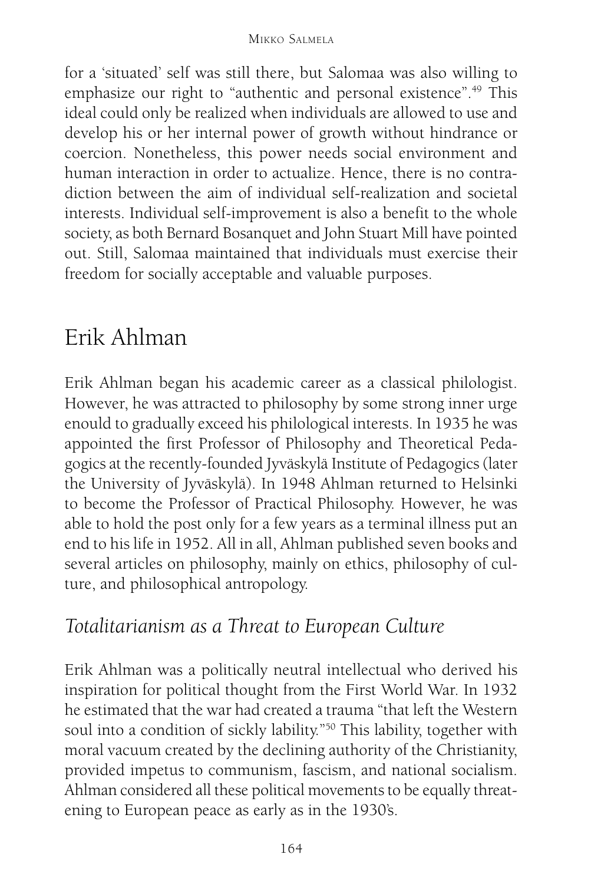for a 'situated' self was still there, but Salomaa was also willing to emphasize our right to "authentic and personal existence".[49] This ideal could only be realized when individuals are allowed to use and develop his or her internal power of growth without hindrance or coercion. Nonetheless, this power needs social environment and human interaction in order to actualize. Hence, there is no contradiction between the aim of individual self-realization and societal interests. Individual self-improvement is also a benefit to the whole society, as both Bernard Bosanquet and John Stuart Mill have pointed out. Still, Salomaa maintained that individuals must exercise their freedom for socially acceptable and valuable purposes.

# Erik Ahlman

Erik Ahlman began his academic career as a classical philologist. However, he was attracted to philosophy by some strong inner urge enould to gradually exceed his philological interests. In 1935 he was appointed the first Professor of Philosophy and Theoretical Pedagogics at the recently-founded Jyväskylä Institute of Pedagogics (later the University of Jyväskylä). In 1948 Ahlman returned to Helsinki to become the Professor of Practical Philosophy. However, he was able to hold the post only for a few years as a terminal illness put an end to his life in 1952. All in all, Ahlman published seven books and several articles on philosophy, mainly on ethics, philosophy of culture, and philosophical antropology.

## *Totalitarianism as a Threat to European Culture*

Erik Ahlman was a politically neutral intellectual who derived his inspiration for political thought from the First World War. In 1932 he estimated that the war had created a trauma "that left the Western soul into a condition of sickly lability."[50] This lability, together with moral vacuum created by the declining authority of the Christianity, provided impetus to communism, fascism, and national socialism. Ahlman considered all these political movements to be equally threatening to European peace as early as in the 1930's.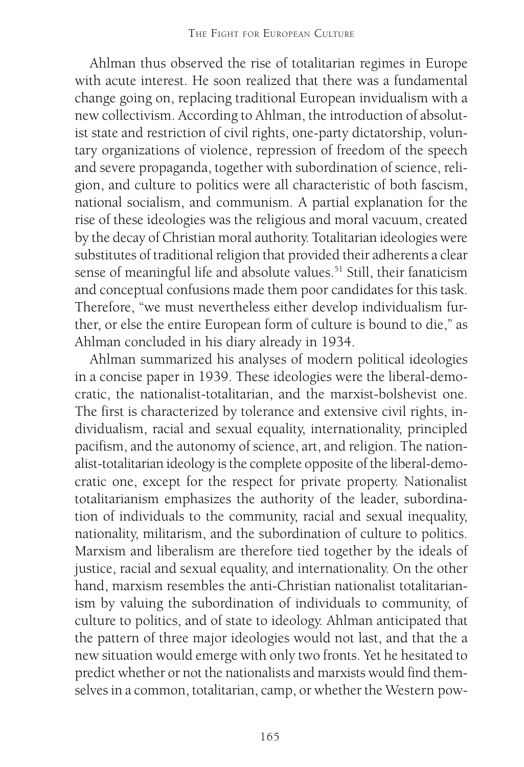Ahlman thus observed the rise of totalitarian regimes in Europe with acute interest. He soon realized that there was a fundamental change going on, replacing traditional European invidualism with a new collectivism. According to Ahlman, the introduction of absolutist state and restriction of civil rights, one-party dictatorship, voluntary organizations of violence, repression of freedom of the speech and severe propaganda, together with subordination of science, religion, and culture to politics were all characteristic of both fascism, national socialism, and communism. A partial explanation for the rise of these ideologies was the religious and moral vacuum, created by the decay of Christian moral authority. Totalitarian ideologies were substitutes of traditional religion that provided their adherents a clear sense of meaningful life and absolute values.[51] Still, their fanaticism and conceptual confusions made them poor candidates for this task. Therefore, "we must nevertheless either develop individualism further, or else the entire European form of culture is bound to die," as Ahlman concluded in his diary already in 1934.

Ahlman summarized his analyses of modern political ideologies in a concise paper in 1939. These ideologies were the liberal-democratic, the nationalist-totalitarian, and the marxist-bolshevist one. The first is characterized by tolerance and extensive civil rights, individualism, racial and sexual equality, internationality, principled pacifism, and the autonomy of science, art, and religion. The nationalist-totalitarian ideology is the complete opposite of the liberal-democratic one, except for the respect for private property. Nationalist totalitarianism emphasizes the authority of the leader, subordination of individuals to the community, racial and sexual inequality, nationality, militarism, and the subordination of culture to politics. Marxism and liberalism are therefore tied together by the ideals of justice, racial and sexual equality, and internationality. On the other hand, marxism resembles the anti-Christian nationalist totalitarianism by valuing the subordination of individuals to community, of culture to politics, and of state to ideology. Ahlman anticipated that the pattern of three major ideologies would not last, and that the a new situation would emerge with only two fronts. Yet he hesitated to predict whether or not the nationalists and marxists would find themselves in a common, totalitarian, camp, or whether the Western pow-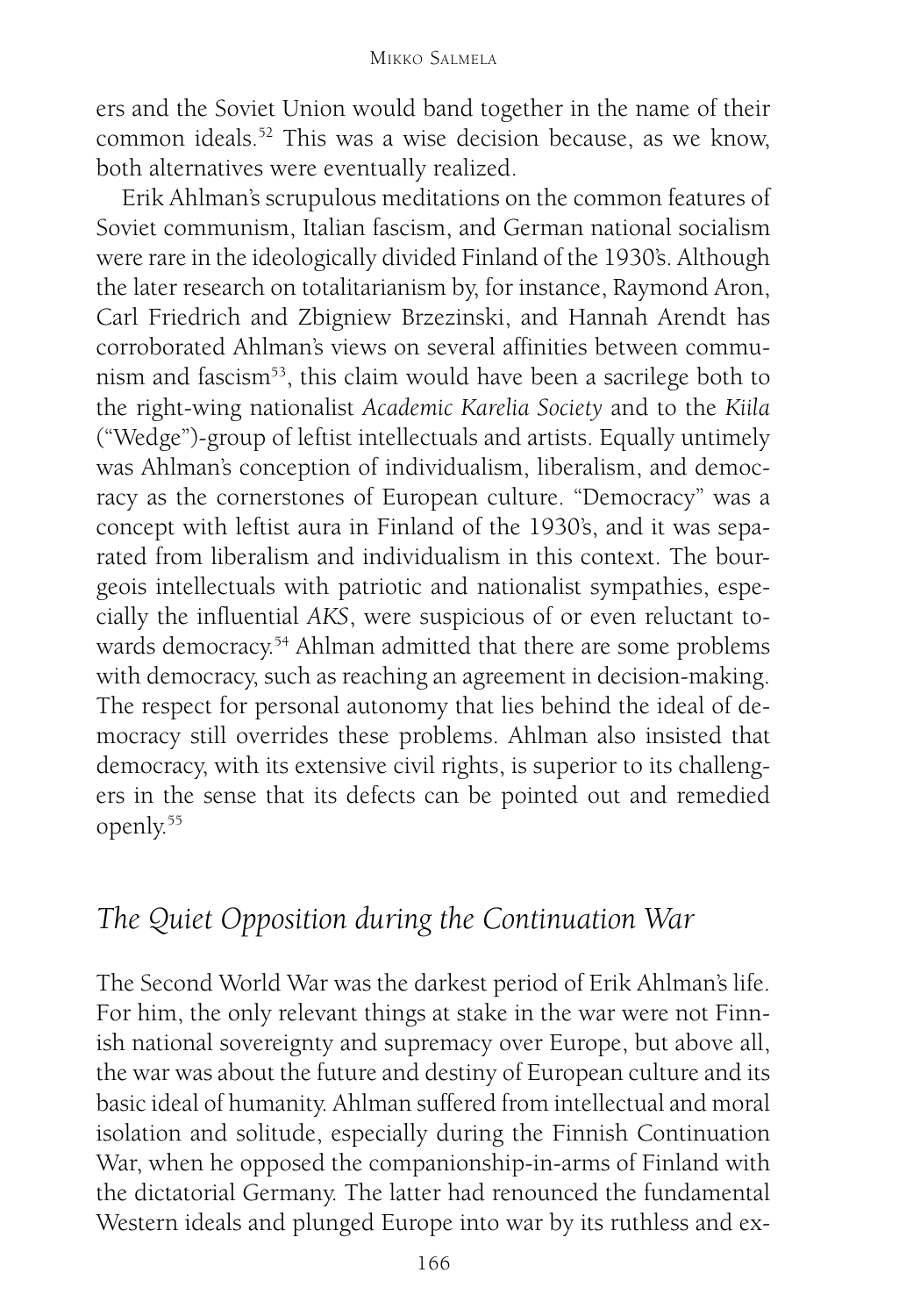ers and the Soviet Union would band together in the name of their common ideals.[52] This was a wise decision because, as we know, both alternatives were eventually realized.

Erik Ahlman's scrupulous meditations on the common features of Soviet communism, Italian fascism, and German national socialism were rare in the ideologically divided Finland of the 1930's. Although the later research on totalitarianism by, for instance, Raymond Aron, Carl Friedrich and Zbigniew Brzezinski, and Hannah Arendt has corroborated Ahlman's views on several affinities between communism and fascism[53], this claim would have been a sacrilege both to the right-wing nationalist *Academic Karelia Society* and to the *Kiila* ("Wedge")-group of leftist intellectuals and artists. Equally untimely was Ahlman's conception of individualism, liberalism, and democracy as the cornerstones of European culture. "Democracy" was a concept with leftist aura in Finland of the 1930's, and it was separated from liberalism and individualism in this context. The bourgeois intellectuals with patriotic and nationalist sympathies, especially the influential *AKS*, were suspicious of or even reluctant towards democracy.[54] Ahlman admitted that there are some problems with democracy, such as reaching an agreement in decision-making. The respect for personal autonomy that lies behind the ideal of democracy still overrides these problems. Ahlman also insisted that democracy, with its extensive civil rights, is superior to its challengers in the sense that its defects can be pointed out and remedied openly.[55]

## *The Quiet Opposition during the Continuation War*

The Second World War was the darkest period of Erik Ahlman's life. For him, the only relevant things at stake in the war were not Finnish national sovereignty and supremacy over Europe, but above all, the war was about the future and destiny of European culture and its basic ideal of humanity. Ahlman suffered from intellectual and moral isolation and solitude, especially during the Finnish Continuation War, when he opposed the companionship-in-arms of Finland with the dictatorial Germany. The latter had renounced the fundamental Western ideals and plunged Europe into war by its ruthless and ex-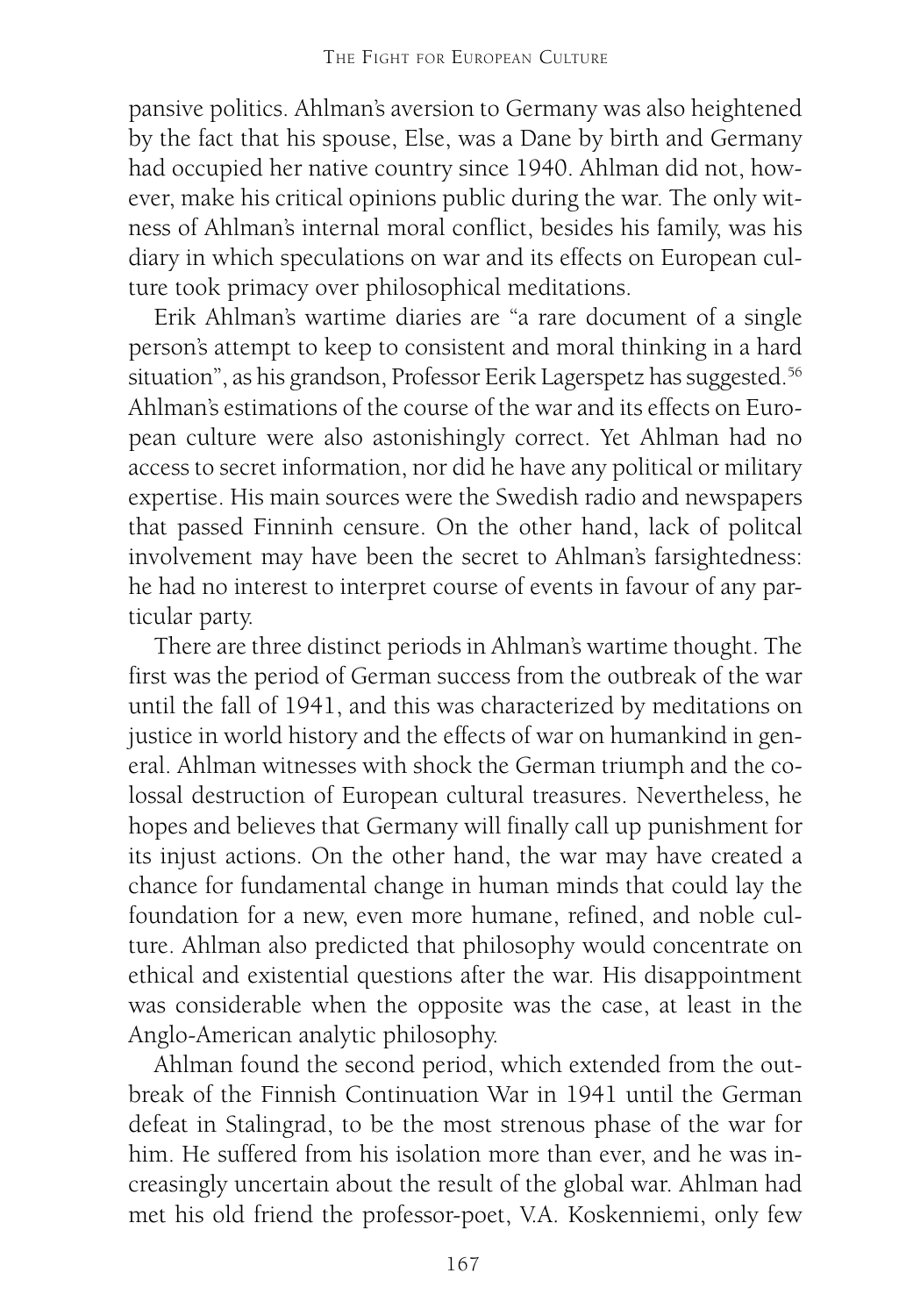pansive politics. Ahlman's aversion to Germany was also heightened by the fact that his spouse, Else, was a Dane by birth and Germany had occupied her native country since 1940. Ahlman did not, however, make his critical opinions public during the war. The only witness of Ahlman's internal moral conflict, besides his family, was his diary in which speculations on war and its effects on European culture took primacy over philosophical meditations.

Erik Ahlman's wartime diaries are "a rare document of a single person's attempt to keep to consistent and moral thinking in a hard situation", as his grandson, Professor Eerik Lagerspetz has suggested.[56] Ahlman's estimations of the course of the war and its effects on European culture were also astonishingly correct. Yet Ahlman had no access to secret information, nor did he have any political or military expertise. His main sources were the Swedish radio and newspapers that passed Finninh censure. On the other hand, lack of politcal involvement may have been the secret to Ahlman's farsightedness: he had no interest to interpret course of events in favour of any particular party.

There are three distinct periods in Ahlman's wartime thought. The first was the period of German success from the outbreak of the war until the fall of 1941, and this was characterized by meditations on justice in world history and the effects of war on humankind in general. Ahlman witnesses with shock the German triumph and the colossal destruction of European cultural treasures. Nevertheless, he hopes and believes that Germany will finally call up punishment for its injust actions. On the other hand, the war may have created a chance for fundamental change in human minds that could lay the foundation for a new, even more humane, refined, and noble culture. Ahlman also predicted that philosophy would concentrate on ethical and existential questions after the war. His disappointment was considerable when the opposite was the case, at least in the Anglo-American analytic philosophy.

Ahlman found the second period, which extended from the outbreak of the Finnish Continuation War in 1941 until the German defeat in Stalingrad, to be the most strenous phase of the war for him. He suffered from his isolation more than ever, and he was increasingly uncertain about the result of the global war. Ahlman had met his old friend the professor-poet, V.A. Koskenniemi, only few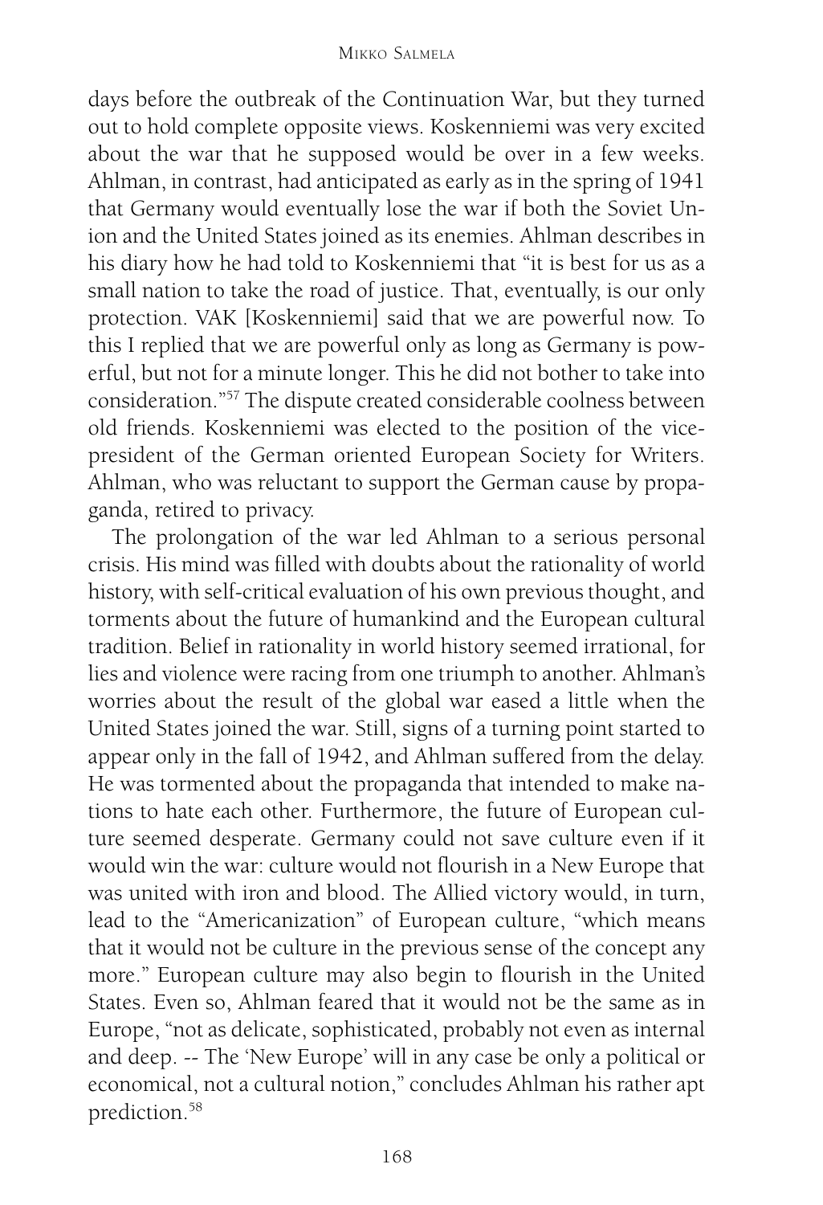days before the outbreak of the Continuation War, but they turned out to hold complete opposite views. Koskenniemi was very excited about the war that he supposed would be over in a few weeks. Ahlman, in contrast, had anticipated as early as in the spring of 1941 that Germany would eventually lose the war if both the Soviet Union and the United States joined as its enemies. Ahlman describes in his diary how he had told to Koskenniemi that "it is best for us as a small nation to take the road of justice. That, eventually, is our only protection. VAK [Koskenniemi] said that we are powerful now. To this I replied that we are powerful only as long as Germany is powerful, but not for a minute longer. This he did not bother to take into consideration."[57] The dispute created considerable coolness between old friends. Koskenniemi was elected to the position of the vice-president of the German oriented European Society for Writers. Ahlman, who was reluctant to support the German cause by propaganda, retired to privacy.

The prolongation of the war led Ahlman to a serious personal crisis. His mind was filled with doubts about the rationality of world history, with self-critical evaluation of his own previous thought, and torments about the future of humankind and the European cultural tradition. Belief in rationality in world history seemed irrational, for lies and violence were racing from one triumph to another. Ahlman's worries about the result of the global war eased a little when the United States joined the war. Still, signs of a turning point started to appear only in the fall of 1942, and Ahlman suffered from the delay. He was tormented about the propaganda that intended to make nations to hate each other. Furthermore, the future of European culture seemed desperate. Germany could not save culture even if it would win the war: culture would not flourish in a New Europe that was united with iron and blood. The Allied victory would, in turn, lead to the "Americanization" of European culture, "which means that it would not be culture in the previous sense of the concept any more." European culture may also begin to flourish in the United States. Even so, Ahlman feared that it would not be the same as in Europe, "not as delicate, sophisticated, probably not even as internal and deep. -- The 'New Europe' will in any case be only a political or economical, not a cultural notion," concludes Ahlman his rather apt prediction.[58]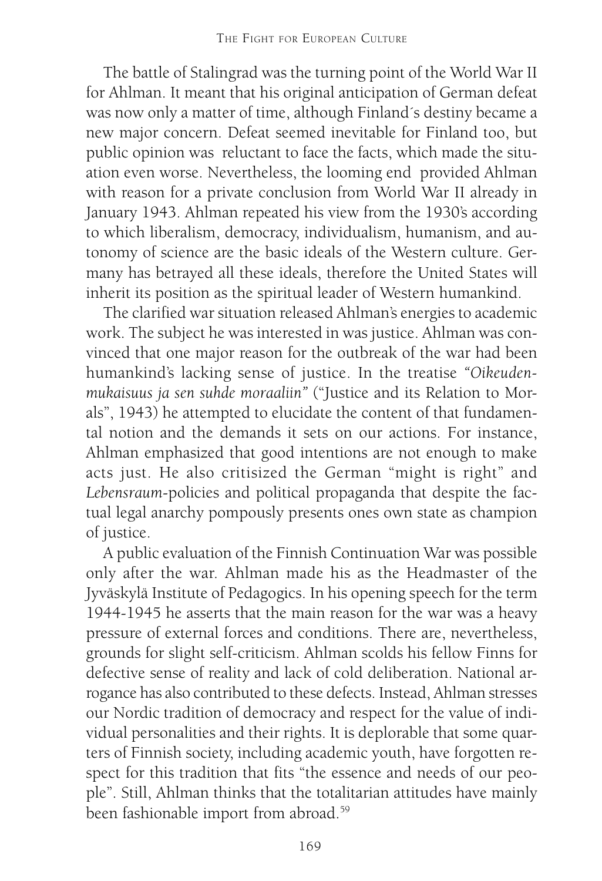The battle of Stalingrad was the turning point of the World War II for Ahlman. It meant that his original anticipation of German defeat was now only a matter of time, although Finland´s destiny became a new major concern. Defeat seemed inevitable for Finland too, but public opinion was reluctant to face the facts, which made the situation even worse. Nevertheless, the looming end provided Ahlman with reason for a private conclusion from World War II already in January 1943. Ahlman repeated his view from the 1930's according to which liberalism, democracy, individualism, humanism, and autonomy of science are the basic ideals of the Western culture. Germany has betrayed all these ideals, therefore the United States will inherit its position as the spiritual leader of Western humankind.

The clarified war situation released Ahlman's energies to academic work. The subject he was interested in was justice. Ahlman was convinced that one major reason for the outbreak of the war had been humankind's lacking sense of justice. In the treatise *"Oikeudenmukaisuus ja sen suhde moraaliin"* ("Justice and its Relation to Morals", 1943) he attempted to elucidate the content of that fundamental notion and the demands it sets on our actions. For instance, Ahlman emphasized that good intentions are not enough to make acts just. He also critisized the German "might is right" and *Lebensraum*-policies and political propaganda that despite the factual legal anarchy pompously presents ones own state as champion of justice.

A public evaluation of the Finnish Continuation War was possible only after the war. Ahlman made his as the Headmaster of the Jyväskylä Institute of Pedagogics. In his opening speech for the term 1944-1945 he asserts that the main reason for the war was a heavy pressure of external forces and conditions. There are, nevertheless, grounds for slight self-criticism. Ahlman scolds his fellow Finns for defective sense of reality and lack of cold deliberation. National arrogance has also contributed to these defects. Instead, Ahlman stresses our Nordic tradition of democracy and respect for the value of individual personalities and their rights. It is deplorable that some quarters of Finnish society, including academic youth, have forgotten respect for this tradition that fits "the essence and needs of our people". Still, Ahlman thinks that the totalitarian attitudes have mainly been fashionable import from abroad.[59]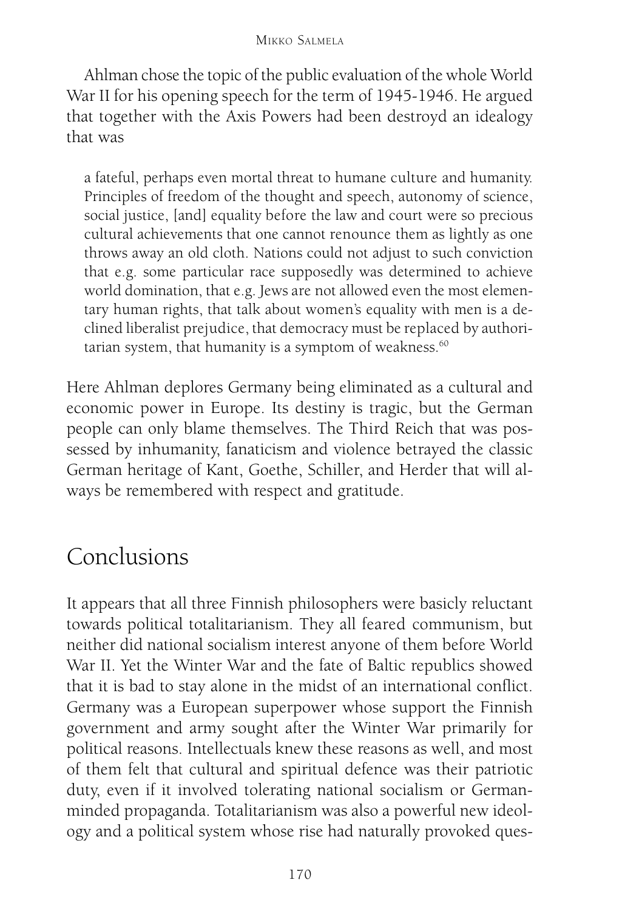Ahlman chose the topic of the public evaluation of the whole World War II for his opening speech for the term of 1945-1946. He argued that together with the Axis Powers had been destroyd an idealogy that was

> a fateful, perhaps even mortal threat to humane culture and humanity. Principles of freedom of the thought and speech, autonomy of science, social justice, [and] equality before the law and court were so precious cultural achievements that one cannot renounce them as lightly as one throws away an old cloth. Nations could not adjust to such conviction that e.g. some particular race supposedly was determined to achieve world domination, that e.g. Jews are not allowed even the most elementary human rights, that talk about women's equality with men is a declined liberalist prejudice, that democracy must be replaced by authoritarian system, that humanity is a symptom of weakness.[60]

Here Ahlman deplores Germany being eliminated as a cultural and economic power in Europe. Its destiny is tragic, but the German people can only blame themselves. The Third Reich that was possessed by inhumanity, fanaticism and violence betrayed the classic German heritage of Kant, Goethe, Schiller, and Herder that will always be remembered with respect and gratitude.

## Conclusions

It appears that all three Finnish philosophers were basicly reluctant towards political totalitarianism. They all feared communism, but neither did national socialism interest anyone of them before World War II. Yet the Winter War and the fate of Baltic republics showed that it is bad to stay alone in the midst of an international conflict. Germany was a European superpower whose support the Finnish government and army sought after the Winter War primarily for political reasons. Intellectuals knew these reasons as well, and most of them felt that cultural and spiritual defence was their patriotic duty, even if it involved tolerating national socialism or German-minded propaganda. Totalitarianism was also a powerful new ideology and a political system whose rise had naturally provoked ques-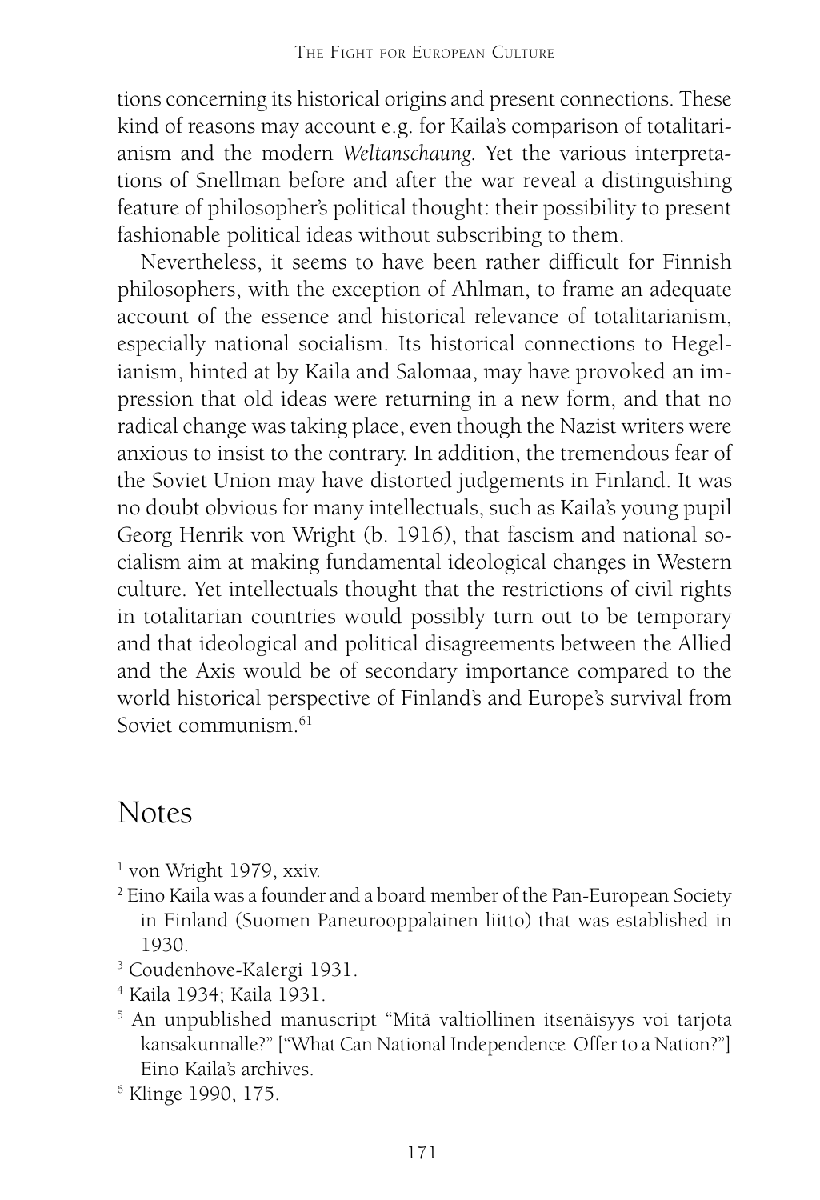tions concerning its historical origins and present connections. These kind of reasons may account e.g. for Kaila's comparison of totalitarianism and the modern *Weltanschaung*. Yet the various interpretations of Snellman before and after the war reveal a distinguishing feature of philosopher's political thought: their possibility to present fashionable political ideas without subscribing to them.

Nevertheless, it seems to have been rather difficult for Finnish philosophers, with the exception of Ahlman, to frame an adequate account of the essence and historical relevance of totalitarianism, especially national socialism. Its historical connections to Hegelianism, hinted at by Kaila and Salomaa, may have provoked an impression that old ideas were returning in a new form, and that no radical change was taking place, even though the Nazist writers were anxious to insist to the contrary. In addition, the tremendous fear of the Soviet Union may have distorted judgements in Finland. It was no doubt obvious for many intellectuals, such as Kaila's young pupil Georg Henrik von Wright (b. 1916), that fascism and national socialism aim at making fundamental ideological changes in Western culture. Yet intellectuals thought that the restrictions of civil rights in totalitarian countries would possibly turn out to be temporary and that ideological and political disagreements between the Allied and the Axis would be of secondary importance compared to the world historical perspective of Finland's and Europe's survival from Soviet communism.[61]

## Notes

[1] von Wright 1979, xxiv.

[2] Eino Kaila was a founder and a board member of the Pan-European Society in Finland (Suomen Paneurooppalainen liitto) that was established in 1930.

[3] Coudenhove-Kalergi 1931.

[4] Kaila 1934; Kaila 1931.

[5] An unpublished manuscript "Mitä valtiollinen itsenäisyys voi tarjota kansakunnalle?" ["What Can National Independence Offer to a Nation?"] Eino Kaila's archives.

[6] Klinge 1990, 175.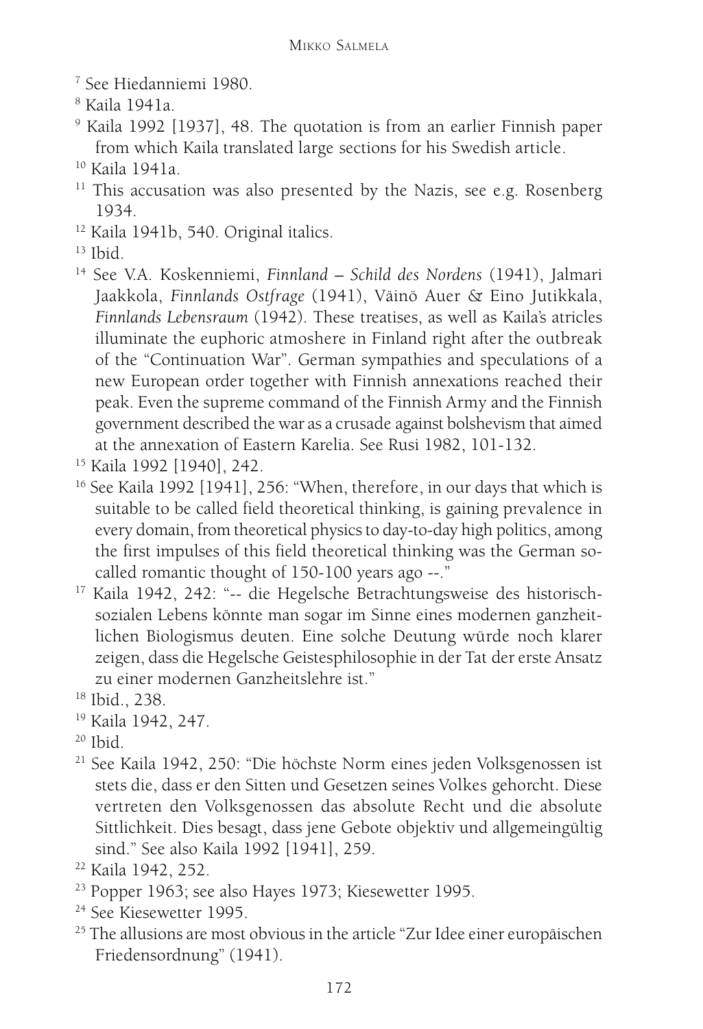[7] See Hiedanniemi 1980.

[8] Kaila 1941a.

[9] Kaila 1992 [1937], 48. The quotation is from an earlier Finnish paper from which Kaila translated large sections for his Swedish article.

[10] Kaila 1941a.

[11] This accusation was also presented by the Nazis, see e.g. Rosenberg 1934.

[12] Kaila 1941b, 540. Original italics.

[13] Ibid.

[14] See V.A. Koskenniemi, *Finnland – Schild des Nordens* (1941), Jalmari Jaakkola, *Finnlands Ostfrage* (1941), Väinö Auer & Eino Jutikkala, *Finnlands Lebensraum* (1942). These treatises, as well as Kaila's atricles illuminate the euphoric atmoshere in Finland right after the outbreak of the "Continuation War". German sympathies and speculations of a new European order together with Finnish annexations reached their peak. Even the supreme command of the Finnish Army and the Finnish government described the war as a crusade against bolshevism that aimed at the annexation of Eastern Karelia. See Rusi 1982, 101-132.

[15] Kaila 1992 [1940], 242.

[16] See Kaila 1992 [1941], 256: "When, therefore, in our days that which is suitable to be called field theoretical thinking, is gaining prevalence in every domain, from theoretical physics to day-to-day high politics, among the first impulses of this field theoretical thinking was the German so-called romantic thought of 150-100 years ago --."

[17] Kaila 1942, 242: "-- die Hegelsche Betrachtungsweise des historisch-sozialen Lebens könnte man sogar im Sinne eines modernen ganzheitlichen Biologismus deuten. Eine solche Deutung würde noch klarer zeigen, dass die Hegelsche Geistesphilosophie in der Tat der erste Ansatz zu einer modernen Ganzheitslehre ist."

[18] Ibid., 238.

[19] Kaila 1942, 247.

[20] Ibid.

[21] See Kaila 1942, 250: "Die höchste Norm eines jeden Volksgenossen ist stets die, dass er den Sitten und Gesetzen seines Volkes gehorcht. Diese vertreten den Volksgenossen das absolute Recht und die absolute Sittlichkeit. Dies besagt, dass jene Gebote objektiv und allgemeingültig sind." See also Kaila 1992 [1941], 259.

[22] Kaila 1942, 252.

[23] Popper 1963; see also Hayes 1973; Kiesewetter 1995.

[24] See Kiesewetter 1995.

[25] The allusions are most obvious in the article "Zur Idee einer europäischen Friedensordnung" (1941).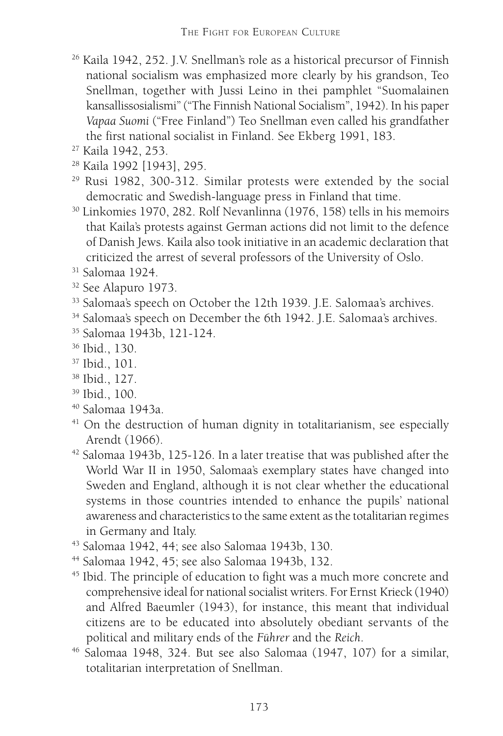[26] Kaila 1942, 252. J.V. Snellman's role as a historical precursor of Finnish national socialism was emphasized more clearly by his grandson, Teo Snellman, together with Jussi Leino in thei pamphlet "Suomalainen kansallissosialismi" ("The Finnish National Socialism", 1942). In his paper *Vapaa Suomi* ("Free Finland") Teo Snellman even called his grandfather the first national socialist in Finland. See Ekberg 1991, 183.

[27] Kaila 1942, 253.

[28] Kaila 1992 [1943], 295.

[29] Rusi 1982, 300-312. Similar protests were extended by the social democratic and Swedish-language press in Finland that time.

[30] Linkomies 1970, 282. Rolf Nevanlinna (1976, 158) tells in his memoirs that Kaila's protests against German actions did not limit to the defence of Danish Jews. Kaila also took initiative in an academic declaration that criticized the arrest of several professors of the University of Oslo.

[31] Salomaa 1924.

[32] See Alapuro 1973.

[33] Salomaa's speech on October the 12th 1939. J.E. Salomaa's archives.

[34] Salomaa's speech on December the 6th 1942. J.E. Salomaa's archives.

[35] Salomaa 1943b, 121-124.

[36] Ibid., 130.

[37] Ibid., 101.

[38] Ibid., 127.

[39] Ibid., 100.

[40] Salomaa 1943a.

[41] On the destruction of human dignity in totalitarianism, see especially Arendt (1966).

[42] Salomaa 1943b, 125-126. In a later treatise that was published after the World War II in 1950, Salomaa's exemplary states have changed into Sweden and England, although it is not clear whether the educational systems in those countries intended to enhance the pupils' national awareness and characteristics to the same extent as the totalitarian regimes in Germany and Italy.

[43] Salomaa 1942, 44; see also Salomaa 1943b, 130.

[44] Salomaa 1942, 45; see also Salomaa 1943b, 132.

[45] Ibid. The principle of education to fight was a much more concrete and comprehensive ideal for national socialist writers. For Ernst Krieck (1940) and Alfred Baeumler (1943), for instance, this meant that individual citizens are to be educated into absolutely obediant servants of the political and military ends of the *Führer* and the *Reich*.

[46] Salomaa 1948, 324. But see also Salomaa (1947, 107) for a similar, totalitarian interpretation of Snellman.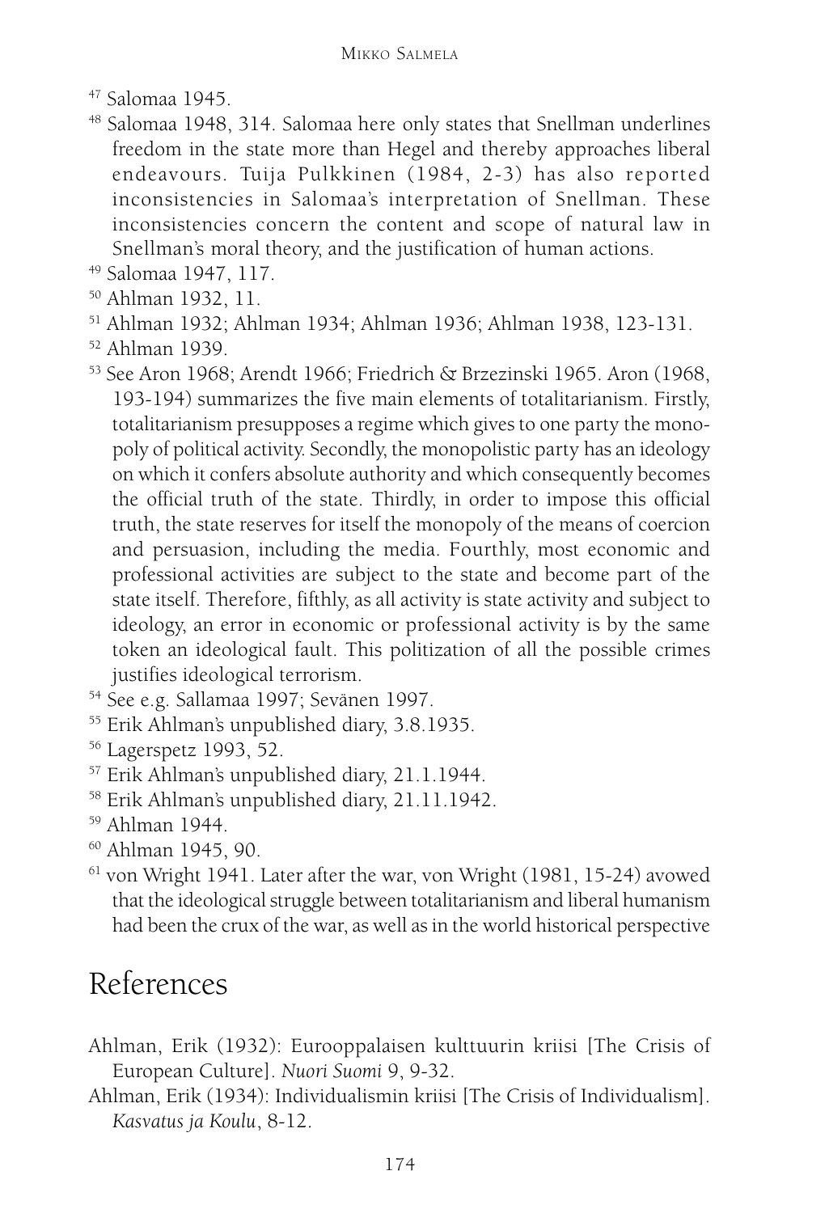[47] Salomaa 1945.

[48] Salomaa 1948, 314. Salomaa here only states that Snellman underlines freedom in the state more than Hegel and thereby approaches liberal endeavours. Tuija Pulkkinen (1984, 2-3) has also reported inconsistencies in Salomaa's interpretation of Snellman. These inconsistencies concern the content and scope of natural law in Snellman's moral theory, and the justification of human actions.

[49] Salomaa 1947, 117.

[50] Ahlman 1932, 11.

[51] Ahlman 1932; Ahlman 1934; Ahlman 1936; Ahlman 1938, 123-131.

[52] Ahlman 1939.

[53] See Aron 1968; Arendt 1966; Friedrich & Brzezinski 1965. Aron (1968, 193-194) summarizes the five main elements of totalitarianism. Firstly, totalitarianism presupposes a regime which gives to one party the monopoly of political activity. Secondly, the monopolistic party has an ideology on which it confers absolute authority and which consequently becomes the official truth of the state. Thirdly, in order to impose this official truth, the state reserves for itself the monopoly of the means of coercion and persuasion, including the media. Fourthly, most economic and professional activities are subject to the state and become part of the state itself. Therefore, fifthly, as all activity is state activity and subject to ideology, an error in economic or professional activity is by the same token an ideological fault. This politization of all the possible crimes justifies ideological terrorism.

[54] See e.g. Sallamaa 1997; Sevänen 1997.

[55] Erik Ahlman's unpublished diary, 3.8.1935.

[56] Lagerspetz 1993, 52.

[57] Erik Ahlman's unpublished diary, 21.1.1944.

[58] Erik Ahlman's unpublished diary, 21.11.1942.

[59] Ahlman 1944.

[60] Ahlman 1945, 90.

[61] von Wright 1941. Later after the war, von Wright (1981, 15-24) avowed that the ideological struggle between totalitarianism and liberal humanism had been the crux of the war, as well as in the world historical perspective

# References

Ahlman, Erik (1932): Eurooppalaisen kulttuurin kriisi [The Crisis of European Culture]. *Nuori Suomi* 9, 9-32.

Ahlman, Erik (1934): Individualismin kriisi [The Crisis of Individualism]. *Kasvatus ja Koulu*, 8-12.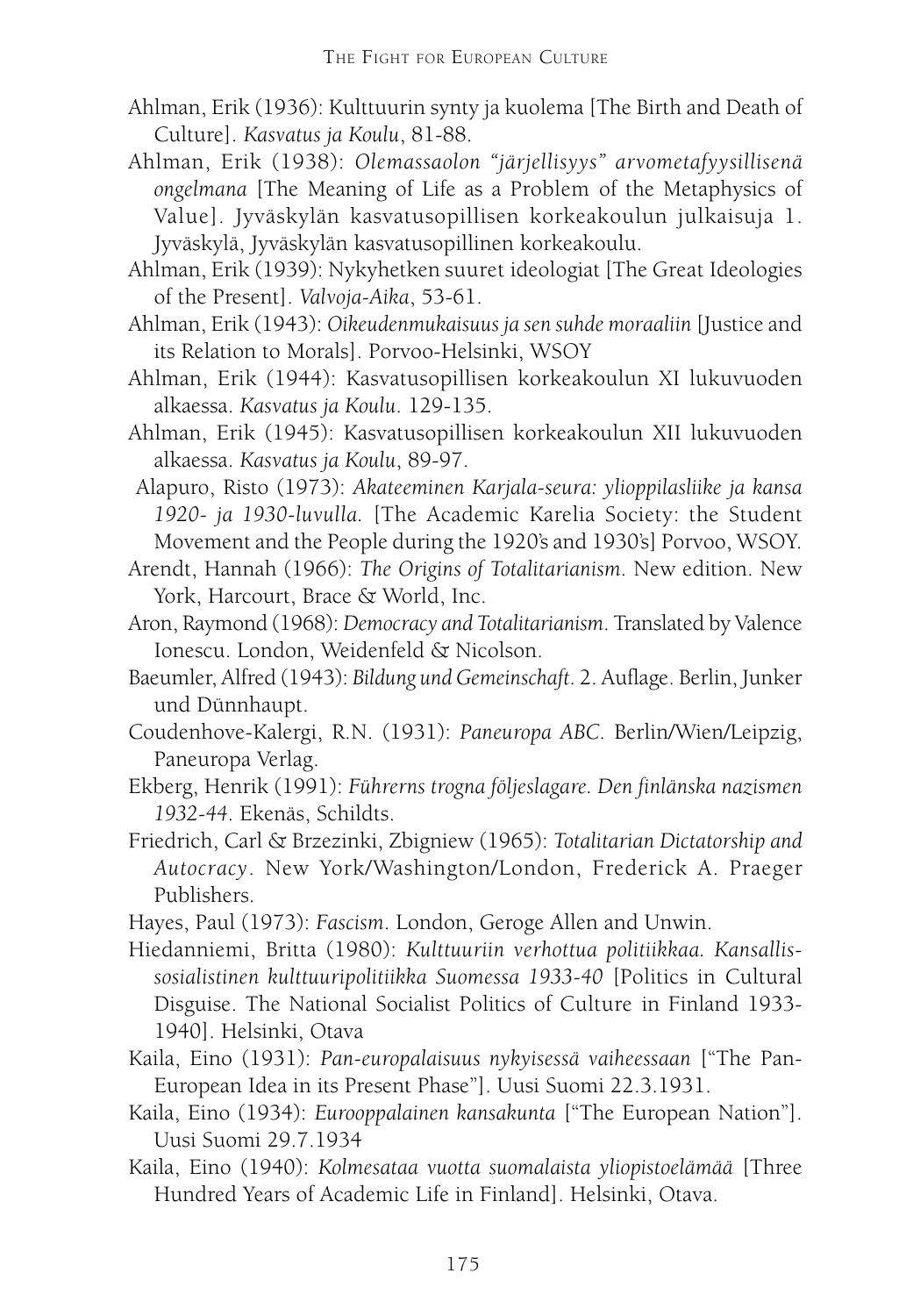Ahlman, Erik (1936): Kulttuurin synty ja kuolema [The Birth and Death of Culture]. *Kasvatus ja Koulu*, 81-88.

Ahlman, Erik (1938): *Olemassaolon "järjellisyys" arvometafyysillisenä ongelmana* [The Meaning of Life as a Problem of the Metaphysics of Value]. Jyväskylän kasvatusopillisen korkeakoulun julkaisuja 1. Jyväskylä, Jyväskylän kasvatusopillinen korkeakoulu.

Ahlman, Erik (1939): Nykyhetken suuret ideologiat [The Great Ideologies of the Present]. *Valvoja-Aika*, 53-61.

Ahlman, Erik (1943): *Oikeudenmukaisuus ja sen suhde moraaliin* [Justice and its Relation to Morals]. Porvoo-Helsinki, WSOY

Ahlman, Erik (1944): Kasvatusopillisen korkeakoulun XI lukuvuoden alkaessa. *Kasvatus ja Koulu*. 129-135.

Ahlman, Erik (1945): Kasvatusopillisen korkeakoulun XII lukuvuoden alkaessa. *Kasvatus ja Koulu*, 89-97.

Alapuro, Risto (1973): *Akateeminen Karjala-seura: ylioppilasliike ja kansa 1920- ja 1930-luvulla*. [The Academic Karelia Society: the Student Movement and the People during the 1920's and 1930's] Porvoo, WSOY.

Arendt, Hannah (1966): *The Origins of Totalitarianism*. New edition. New York, Harcourt, Brace & World, Inc.

Aron, Raymond (1968): *Democracy and Totalitarianism*. Translated by Valence Ionescu. London, Weidenfeld & Nicolson.

Baeumler, Alfred (1943): *Bildung und Gemeinschaft*. 2. Auflage. Berlin, Junker und Dünnhaupt.

Coudenhove-Kalergi, R.N. (1931): *Paneuropa ABC*. Berlin/Wien/Leipzig, Paneuropa Verlag.

Ekberg, Henrik (1991): *Führerns trogna följeslagare. Den finländska nazismen 1932-44*. Ekenäs, Schildts.

Friedrich, Carl & Brzezinki, Zbigniew (1965): *Totalitarian Dictatorship and Autocracy*. New York/Washington/London, Frederick A. Praeger Publishers.

Hayes, Paul (1973): *Fascism*. London, Geroge Allen and Unwin.

Hiedanniemi, Britta (1980): *Kulttuuriin verhottua politiikkaa. Kansallissosialistinen kulttuuripolitiikka Suomessa 1933-40* [Politics in Cultural Disguise. The National Socialist Politics of Culture in Finland 1933-1940]. Helsinki, Otava

Kaila, Eino (1931): *Pan-europalaisuus nykyisessä vaiheessaan* ["The Pan-European Idea in its Present Phase"]. Uusi Suomi 22.3.1931.

Kaila, Eino (1934): *Eurooppalainen kansakunta* ["The European Nation"]. Uusi Suomi 29.7.1934

Kaila, Eino (1940): *Kolmesataa vuotta suomalaista yliopistoelämää* [Three Hundred Years of Academic Life in Finland]. Helsinki, Otava.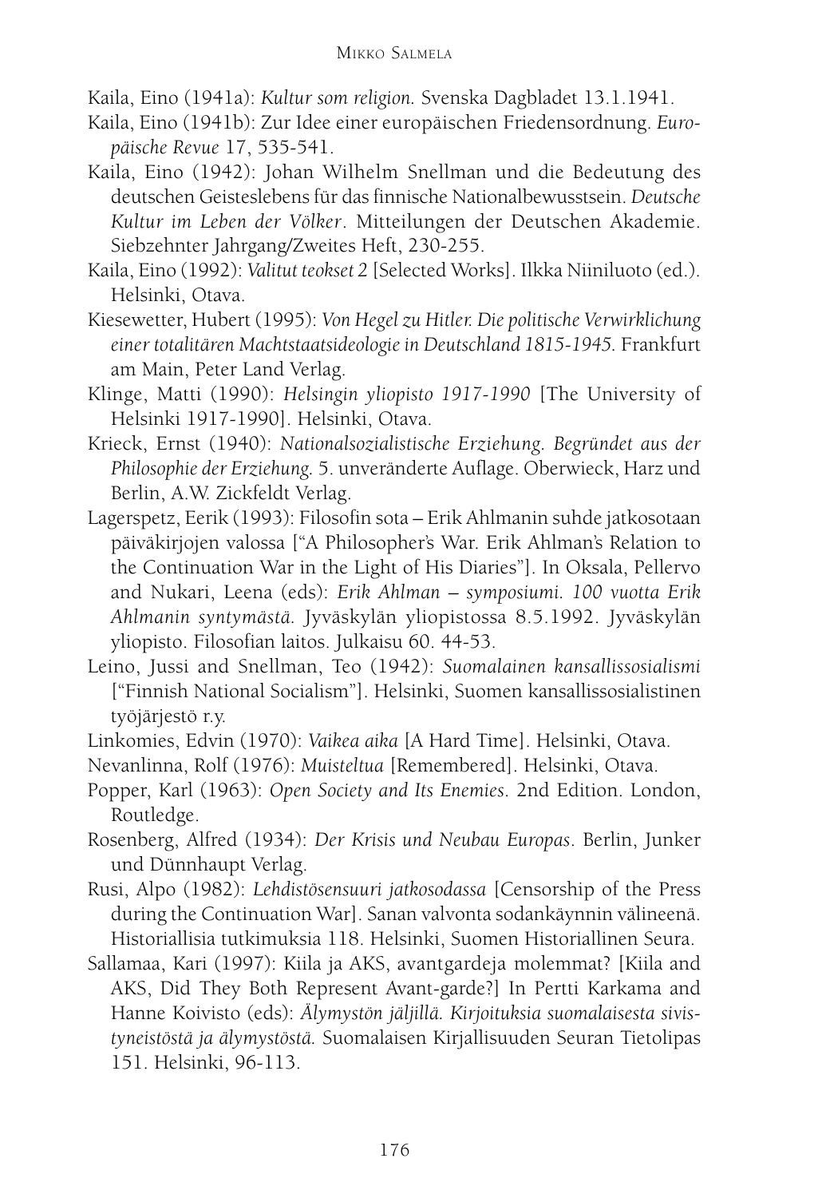Kaila, Eino (1941a): *Kultur som religion.* Svenska Dagbladet 13.1.1941.

Kaila, Eino (1941b): Zur Idee einer europäischen Friedensordnung. *Europäische Revue* 17, 535-541.

Kaila, Eino (1942): Johan Wilhelm Snellman und die Bedeutung des deutschen Geisteslebens für das finnische Nationalbewusstsein. *Deutsche Kultur im Leben der Völker*. Mitteilungen der Deutschen Akademie. Siebzehnter Jahrgang/Zweites Heft, 230-255.

Kaila, Eino (1992): *Valitut teokset 2* [Selected Works]. Ilkka Niiniluoto (ed.). Helsinki, Otava.

Kiesewetter, Hubert (1995): *Von Hegel zu Hitler. Die politische Verwirklichung einer totalitären Machtstaatsideologie in Deutschland 1815-1945.* Frankfurt am Main, Peter Land Verlag.

Klinge, Matti (1990): *Helsingin yliopisto 1917-1990* [The University of Helsinki 1917-1990]. Helsinki, Otava.

Krieck, Ernst (1940): *Nationalsozialistische Erziehung. Begründet aus der Philosophie der Erziehung.* 5. unveränderte Auflage. Oberwieck, Harz und Berlin, A.W. Zickfeldt Verlag.

Lagerspetz, Eerik (1993): Filosofin sota – Erik Ahlmanin suhde jatkosotaan päiväkirjojen valossa ["A Philosopher's War. Erik Ahlman's Relation to the Continuation War in the Light of His Diaries"]. In Oksala, Pellervo and Nukari, Leena (eds): *Erik Ahlman – symposiumi. 100 vuotta Erik Ahlmanin syntymästä.* Jyväskylän yliopistossa 8.5.1992. Jyväskylän yliopisto. Filosofian laitos. Julkaisu 60. 44-53.

Leino, Jussi and Snellman, Teo (1942): *Suomalainen kansallissosialismi* ["Finnish National Socialism"]. Helsinki, Suomen kansallissosialistinen työjärjestö r.y.

Linkomies, Edvin (1970): *Vaikea aika* [A Hard Time]. Helsinki, Otava.

Nevanlinna, Rolf (1976): *Muisteltua* [Remembered]. Helsinki, Otava.

Popper, Karl (1963): *Open Society and Its Enemies*. 2nd Edition. London, Routledge.

Rosenberg, Alfred (1934): *Der Krisis und Neubau Europas*. Berlin, Junker und Dünnhaupt Verlag.

Rusi, Alpo (1982): *Lehdistösensuuri jatkosodassa* [Censorship of the Press during the Continuation War]. Sanan valvonta sodankäynnin välineenä. Historiallisia tutkimuksia 118. Helsinki, Suomen Historiallinen Seura.

Sallamaa, Kari (1997): Kiila ja AKS, avantgardeja molemmat? [Kiila and AKS, Did They Both Represent Avant-garde?] In Pertti Karkama and Hanne Koivisto (eds): *Älymystön jäljillä. Kirjoituksia suomalaisesta sivistyneistöstä ja älymystöstä.* Suomalaisen Kirjallisuuden Seuran Tietolipas 151. Helsinki, 96-113.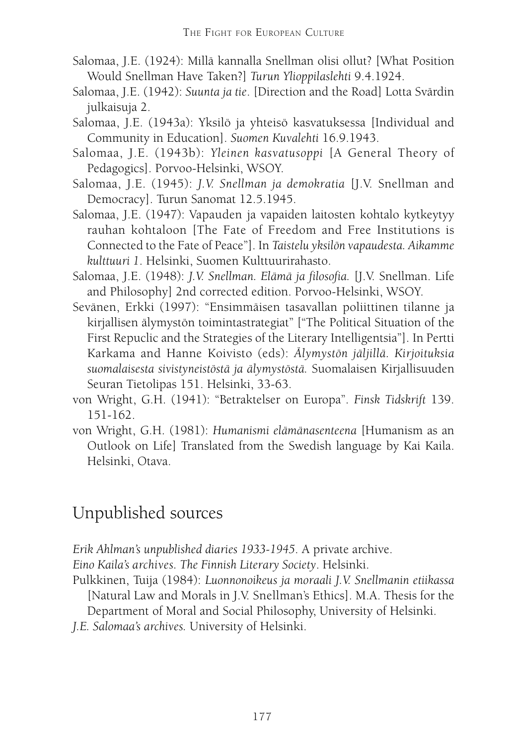Salomaa, J.E. (1924): Millä kannalla Snellman olisi ollut? [What Position Would Snellman Have Taken?] *Turun Ylioppilaslehti* 9.4.1924.

Salomaa, J.E. (1942): *Suunta ja tie*. [Direction and the Road] Lotta Svärdin julkaisuja 2.

Salomaa, J.E. (1943a): Yksilö ja yhteisö kasvatuksessa [Individual and Community in Education]. *Suomen Kuvalehti* 16.9.1943.

Salomaa, J.E. (1943b): *Yleinen kasvatusoppi* [A General Theory of Pedagogics]. Porvoo-Helsinki, WSOY.

Salomaa, J.E. (1945): *J.V. Snellman ja demokratia* [J.V. Snellman and Democracy]. Turun Sanomat 12.5.1945.

Salomaa, J.E. (1947): Vapauden ja vapaiden laitosten kohtalo kytkeytyy rauhan kohtaloon [The Fate of Freedom and Free Institutions is Connected to the Fate of Peace"]. In *Taistelu yksilön vapaudesta. Aikamme kulttuuri 1*. Helsinki, Suomen Kulttuurirahasto.

Salomaa, J.E. (1948): *J.V. Snellman. Elämä ja filosofia.* [J.V. Snellman. Life and Philosophy] 2nd corrected edition. Porvoo-Helsinki, WSOY.

Sevänen, Erkki (1997): "Ensimmäisen tasavallan poliittinen tilanne ja kirjallisen älymystön toimintastrategiat" ["The Political Situation of the First Repuclic and the Strategies of the Literary Intelligentsia"]. In Pertti Karkama and Hanne Koivisto (eds): *Älymystön jäljillä. Kirjoituksia suomalaisesta sivistyneistöstä ja älymystöstä.* Suomalaisen Kirjallisuuden Seuran Tietolipas 151. Helsinki, 33-63.

von Wright, G.H. (1941): "Betraktelser on Europa". *Finsk Tidskrift* 139. 151-162.

von Wright, G.H. (1981): *Humanismi elämänasenteena* [Humanism as an Outlook on Life] Translated from the Swedish language by Kai Kaila. Helsinki, Otava.

## Unpublished sources

*Erik Ahlman's unpublished diaries 1933-1945*. A private archive.

*Eino Kaila's archives. The Finnish Literary Society*. Helsinki.

Pulkkinen, Tuija (1984): *Luonnonoikeus ja moraali J.V. Snellmanin etiikassa* [Natural Law and Morals in J.V. Snellman's Ethics]. M.A. Thesis for the Department of Moral and Social Philosophy, University of Helsinki.

*J.E. Salomaa's archives.* University of Helsinki.